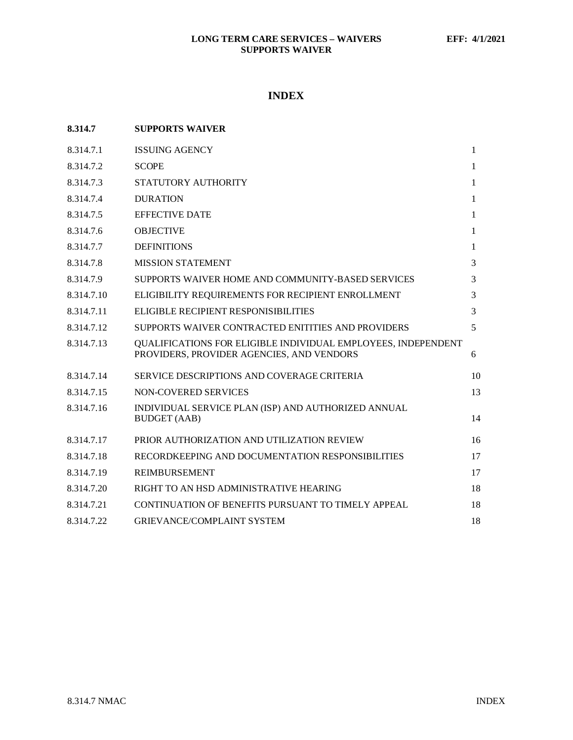# INDEX

| 8.314.7 | SUPPORTS WAIVER | |
|---|---|---|
| 8.314.7.1 | ISSUING AGENCY | 1 |
| 8.314.7.2 | SCOPE | 1 |
| 8.314.7.3 | STATUTORY AUTHORITY | 1 |
| 8.314.7.4 | DURATION | 1 |
| 8.314.7.5 | EFFECTIVE DATE | 1 |
| 8.314.7.6 | OBJECTIVE | 1 |
| 8.314.7.7 | DEFINITIONS | 1 |
| 8.314.7.8 | MISSION STATEMENT | 3 |
| 8.314.7.9 | SUPPORTS WAIVER HOME AND COMMUNITY-BASED SERVICES | 3 |
| 8.314.7.10 | ELIGIBILITY REQUIREMENTS FOR RECIPIENT ENROLLMENT | 3 |
| 8.314.7.11 | ELIGIBLE RECIPIENT RESPONISIBILITIES | 3 |
| 8.314.7.12 | SUPPORTS WAIVER CONTRACTED ENITITIES AND PROVIDERS | 5 |
| 8.314.7.13 | QUALIFICATIONS FOR ELIGIBLE INDIVIDUAL EMPLOYEES, INDEPENDENT PROVIDERS, PROVIDER AGENCIES, AND VENDORS | 6 |
| 8.314.7.14 | SERVICE DESCRIPTIONS AND COVERAGE CRITERIA | 10 |
| 8.314.7.15 | NON-COVERED SERVICES | 13 |
| 8.314.7.16 | INDIVIDUAL SERVICE PLAN (ISP) AND AUTHORIZED ANNUAL BUDGET (AAB) | 14 |
| 8.314.7.17 | PRIOR AUTHORIZATION AND UTILIZATION REVIEW | 16 |
| 8.314.7.18 | RECORDKEEPING AND DOCUMENTATION RESPONSIBILITIES | 17 |
| 8.314.7.19 | REIMBURSEMENT | 17 |
| 8.314.7.20 | RIGHT TO AN HSD ADMINISTRATIVE HEARING | 18 |
| 8.314.7.21 | CONTINUATION OF BENEFITS PURSUANT TO TIMELY APPEAL | 18 |
| 8.314.7.22 | GRIEVANCE/COMPLAINT SYSTEM | 18 |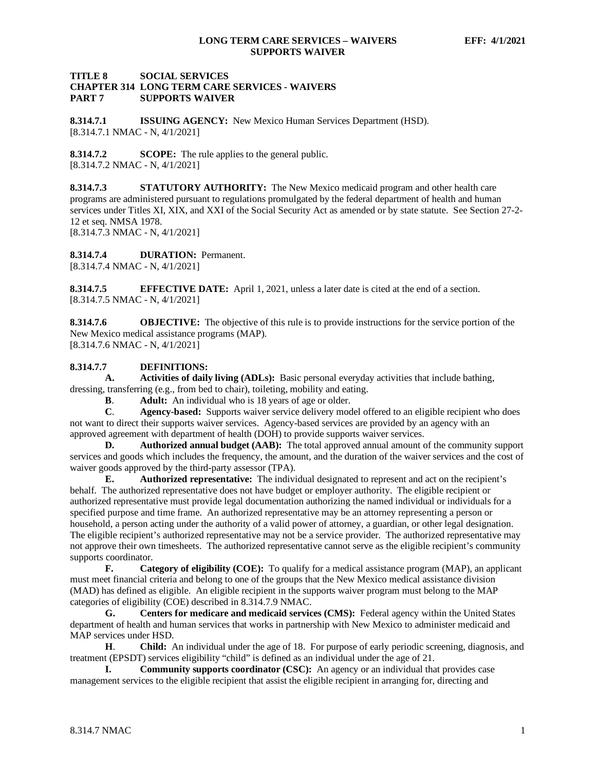# TITLE 8 SOCIAL SERVICES
## CHAPTER 314 LONG TERM CARE SERVICES - WAIVERS
## PART 7 SUPPORTS WAIVER

**8.314.7.1 ISSUING AGENCY:** New Mexico Human Services Department (HSD).
[8.314.7.1 NMAC - N, 4/1/2021]

**8.314.7.2 SCOPE:** The rule applies to the general public.
[8.314.7.2 NMAC - N, 4/1/2021]

**8.314.7.3 STATUTORY AUTHORITY:** The New Mexico medicaid program and other health care programs are administered pursuant to regulations promulgated by the federal department of health and human services under Titles XI, XIX, and XXI of the Social Security Act as amended or by state statute. See Section 27-2-12 et seq. NMSA 1978.
[8.314.7.3 NMAC - N, 4/1/2021]

**8.314.7.4 DURATION:** Permanent.
[8.314.7.4 NMAC - N, 4/1/2021]

**8.314.7.5 EFFECTIVE DATE:** April 1, 2021, unless a later date is cited at the end of a section.
[8.314.7.5 NMAC - N, 4/1/2021]

**8.314.7.6 OBJECTIVE:** The objective of this rule is to provide instructions for the service portion of the New Mexico medical assistance programs (MAP).
[8.314.7.6 NMAC - N, 4/1/2021]

**8.314.7.7 DEFINITIONS:**

**A. Activities of daily living (ADLs):** Basic personal everyday activities that include bathing, dressing, transferring (e.g., from bed to chair), toileting, mobility and eating.

**B. Adult:** An individual who is 18 years of age or older.

**C. Agency-based:** Supports waiver service delivery model offered to an eligible recipient who does not want to direct their supports waiver services. Agency-based services are provided by an agency with an approved agreement with department of health (DOH) to provide supports waiver services.

**D. Authorized annual budget (AAB):** The total approved annual amount of the community support services and goods which includes the frequency, the amount, and the duration of the waiver services and the cost of waiver goods approved by the third-party assessor (TPA).

**E. Authorized representative:** The individual designated to represent and act on the recipient's behalf. The authorized representative does not have budget or employer authority. The eligible recipient or authorized representative must provide legal documentation authorizing the named individual or individuals for a specified purpose and time frame. An authorized representative may be an attorney representing a person or household, a person acting under the authority of a valid power of attorney, a guardian, or other legal designation. The eligible recipient's authorized representative may not be a service provider. The authorized representative may not approve their own timesheets. The authorized representative cannot serve as the eligible recipient's community supports coordinator.

**F. Category of eligibility (COE):** To qualify for a medical assistance program (MAP), an applicant must meet financial criteria and belong to one of the groups that the New Mexico medical assistance division (MAD) has defined as eligible. An eligible recipient in the supports waiver program must belong to the MAP categories of eligibility (COE) described in 8.314.7.9 NMAC.

**G. Centers for medicare and medicaid services (CMS):** Federal agency within the United States department of health and human services that works in partnership with New Mexico to administer medicaid and MAP services under HSD.

**H. Child:** An individual under the age of 18. For purpose of early periodic screening, diagnosis, and treatment (EPSDT) services eligibility "child" is defined as an individual under the age of 21.

**I. Community supports coordinator (CSC):** An agency or an individual that provides case management services to the eligible recipient that assist the eligible recipient in arranging for, directing and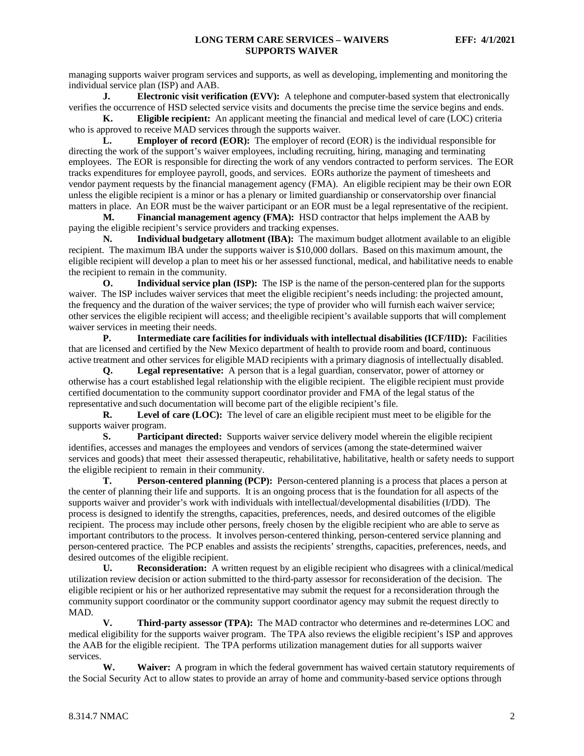managing supports waiver program services and supports, as well as developing, implementing and monitoring the individual service plan (ISP) and AAB.

**J. Electronic visit verification (EVV):** A telephone and computer-based system that electronically verifies the occurrence of HSD selected service visits and documents the precise time the service begins and ends.

**K. Eligible recipient:** An applicant meeting the financial and medical level of care (LOC) criteria who is approved to receive MAD services through the supports waiver.

**L. Employer of record (EOR):** The employer of record (EOR) is the individual responsible for directing the work of the support's waiver employees, including recruiting, hiring, managing and terminating employees. The EOR is responsible for directing the work of any vendors contracted to perform services. The EOR tracks expenditures for employee payroll, goods, and services. EORs authorize the payment of timesheets and vendor payment requests by the financial management agency (FMA). An eligible recipient may be their own EOR unless the eligible recipient is a minor or has a plenary or limited guardianship or conservatorship over financial matters in place. An EOR must be the waiver participant or an EOR must be a legal representative of the recipient.

**M. Financial management agency (FMA):** HSD contractor that helps implement the AAB by paying the eligible recipient's service providers and tracking expenses.

**N. Individual budgetary allotment (IBA):** The maximum budget allotment available to an eligible recipient. The maximum IBA under the supports waiver is $10,000 dollars. Based on this maximum amount, the eligible recipient will develop a plan to meet his or her assessed functional, medical, and habilitative needs to enable the recipient to remain in the community.

**O. Individual service plan (ISP):** The ISP is the name of the person-centered plan for the supports waiver. The ISP includes waiver services that meet the eligible recipient's needs including: the projected amount, the frequency and the duration of the waiver services; the type of provider who will furnish each waiver service; other services the eligible recipient will access; and the eligible recipient's available supports that will complement waiver services in meeting their needs.

**P. Intermediate care facilities for individuals with intellectual disabilities (ICF/IID):** Facilities that are licensed and certified by the New Mexico department of health to provide room and board, continuous active treatment and other services for eligible MAD recipients with a primary diagnosis of intellectually disabled.

**Q. Legal representative:** A person that is a legal guardian, conservator, power of attorney or otherwise has a court established legal relationship with the eligible recipient. The eligible recipient must provide certified documentation to the community support coordinator provider and FMA of the legal status of the representative and such documentation will become part of the eligible recipient's file.

**R. Level of care (LOC):** The level of care an eligible recipient must meet to be eligible for the supports waiver program.

**S. Participant directed:** Supports waiver service delivery model wherein the eligible recipient identifies, accesses and manages the employees and vendors of services (among the state-determined waiver services and goods) that meet their assessed therapeutic, rehabilitative, habilitative, health or safety needs to support the eligible recipient to remain in their community.

**T. Person-centered planning (PCP):** Person-centered planning is a process that places a person at the center of planning their life and supports. It is an ongoing process that is the foundation for all aspects of the supports waiver and provider's work with individuals with intellectual/developmental disabilities (I/DD). The process is designed to identify the strengths, capacities, preferences, needs, and desired outcomes of the eligible recipient. The process may include other persons, freely chosen by the eligible recipient who are able to serve as important contributors to the process. It involves person-centered thinking, person-centered service planning and person-centered practice. The PCP enables and assists the recipients' strengths, capacities, preferences, needs, and desired outcomes of the eligible recipient.

**U. Reconsideration:** A written request by an eligible recipient who disagrees with a clinical/medical utilization review decision or action submitted to the third-party assessor for reconsideration of the decision. The eligible recipient or his or her authorized representative may submit the request for a reconsideration through the community support coordinator or the community support coordinator agency may submit the request directly to MAD.

**V. Third-party assessor (TPA):** The MAD contractor who determines and re-determines LOC and medical eligibility for the supports waiver program. The TPA also reviews the eligible recipient's ISP and approves the AAB for the eligible recipient. The TPA performs utilization management duties for all supports waiver services.

**W. Waiver:** A program in which the federal government has waived certain statutory requirements of the Social Security Act to allow states to provide an array of home and community-based service options through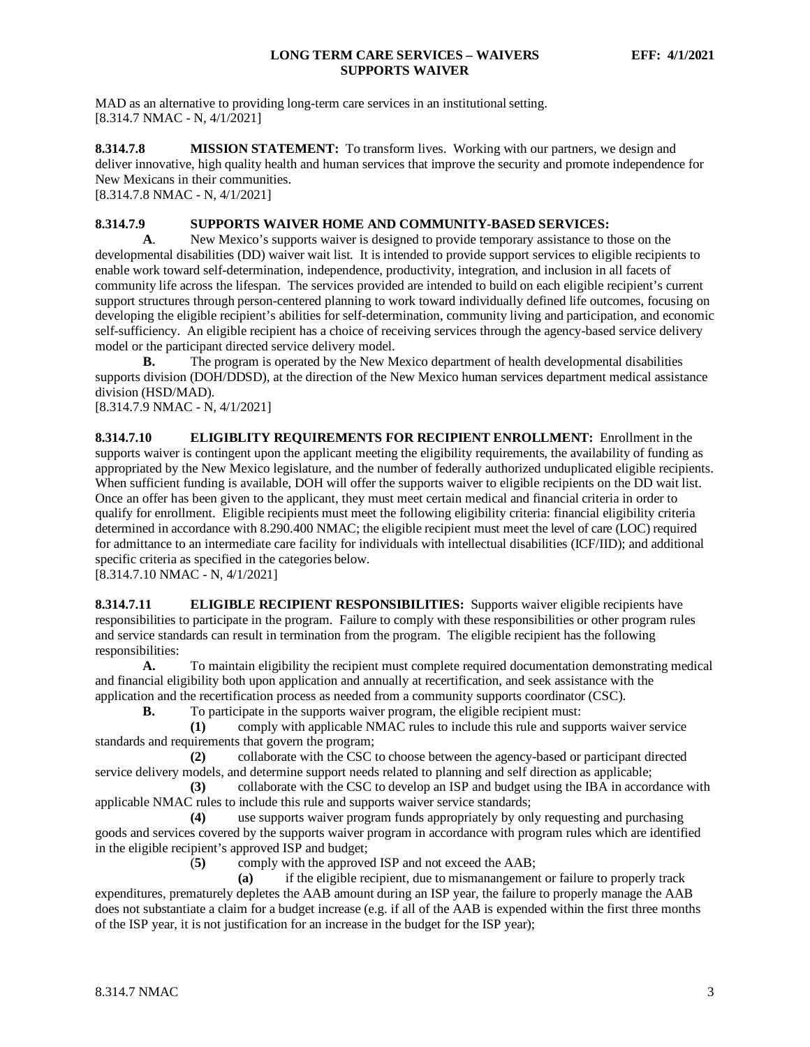MAD as an alternative to providing long-term care services in an institutional setting.
[8.314.7 NMAC - N, 4/1/2021]

**8.314.7.8 MISSION STATEMENT:** To transform lives. Working with our partners, we design and deliver innovative, high quality health and human services that improve the security and promote independence for New Mexicans in their communities.
[8.314.7.8 NMAC - N, 4/1/2021]

**8.314.7.9 SUPPORTS WAIVER HOME AND COMMUNITY-BASED SERVICES:**

**A.** New Mexico's supports waiver is designed to provide temporary assistance to those on the developmental disabilities (DD) waiver wait list. It is intended to provide support services to eligible recipients to enable work toward self-determination, independence, productivity, integration, and inclusion in all facets of community life across the lifespan. The services provided are intended to build on each eligible recipient's current support structures through person-centered planning to work toward individually defined life outcomes, focusing on developing the eligible recipient's abilities for self-determination, community living and participation, and economic self-sufficiency. An eligible recipient has a choice of receiving services through the agency-based service delivery model or the participant directed service delivery model.

**B.** The program is operated by the New Mexico department of health developmental disabilities supports division (DOH/DDSD), at the direction of the New Mexico human services department medical assistance division (HSD/MAD).
[8.314.7.9 NMAC - N, 4/1/2021]

**8.314.7.10 ELIGIBLITY REQUIREMENTS FOR RECIPIENT ENROLLMENT:** Enrollment in the supports waiver is contingent upon the applicant meeting the eligibility requirements, the availability of funding as appropriated by the New Mexico legislature, and the number of federally authorized unduplicated eligible recipients. When sufficient funding is available, DOH will offer the supports waiver to eligible recipients on the DD wait list. Once an offer has been given to the applicant, they must meet certain medical and financial criteria in order to qualify for enrollment. Eligible recipients must meet the following eligibility criteria: financial eligibility criteria determined in accordance with 8.290.400 NMAC; the eligible recipient must meet the level of care (LOC) required for admittance to an intermediate care facility for individuals with intellectual disabilities (ICF/IID); and additional specific criteria as specified in the categories below.
[8.314.7.10 NMAC - N, 4/1/2021]

**8.314.7.11 ELIGIBLE RECIPIENT RESPONSIBILITIES:** Supports waiver eligible recipients have responsibilities to participate in the program. Failure to comply with these responsibilities or other program rules and service standards can result in termination from the program. The eligible recipient has the following responsibilities:

**A.** To maintain eligibility the recipient must complete required documentation demonstrating medical and financial eligibility both upon application and annually at recertification, and seek assistance with the application and the recertification process as needed from a community supports coordinator (CSC).

**B.** To participate in the supports waiver program, the eligible recipient must:

**(1)** comply with applicable NMAC rules to include this rule and supports waiver service standards and requirements that govern the program;

**(2)** collaborate with the CSC to choose between the agency-based or participant directed service delivery models, and determine support needs related to planning and self direction as applicable;

**(3)** collaborate with the CSC to develop an ISP and budget using the IBA in accordance with applicable NMAC rules to include this rule and supports waiver service standards;

**(4)** use supports waiver program funds appropriately by only requesting and purchasing goods and services covered by the supports waiver program in accordance with program rules which are identified in the eligible recipient's approved ISP and budget;

(**5)** comply with the approved ISP and not exceed the AAB;

**(a)** if the eligible recipient, due to mismanangement or failure to properly track expenditures, prematurely depletes the AAB amount during an ISP year, the failure to properly manage the AAB does not substantiate a claim for a budget increase (e.g. if all of the AAB is expended within the first three months of the ISP year, it is not justification for an increase in the budget for the ISP year);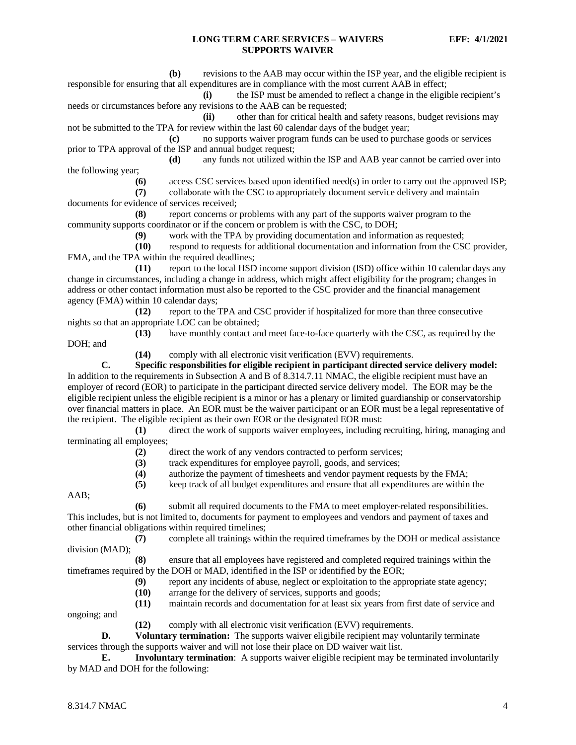**(b)** revisions to the AAB may occur within the ISP year, and the eligible recipient is responsible for ensuring that all expenditures are in compliance with the most current AAB in effect;

**(i)** the ISP must be amended to reflect a change in the eligible recipient's needs or circumstances before any revisions to the AAB can be requested;

**(ii)** other than for critical health and safety reasons, budget revisions may not be submitted to the TPA for review within the last 60 calendar days of the budget year;

**(c)** no supports waiver program funds can be used to purchase goods or services prior to TPA approval of the ISP and annual budget request;

**(d)** any funds not utilized within the ISP and AAB year cannot be carried over into the following year;

**(6)** access CSC services based upon identified need(s) in order to carry out the approved ISP;

**(7)** collaborate with the CSC to appropriately document service delivery and maintain documents for evidence of services received;

**(8)** report concerns or problems with any part of the supports waiver program to the community supports coordinator or if the concern or problem is with the CSC, to DOH;

**(9)** work with the TPA by providing documentation and information as requested;

**(10)** respond to requests for additional documentation and information from the CSC provider, FMA, and the TPA within the required deadlines;

**(11)** report to the local HSD income support division (ISD) office within 10 calendar days any change in circumstances, including a change in address, which might affect eligibility for the program; changes in address or other contact information must also be reported to the CSC provider and the financial management agency (FMA) within 10 calendar days;

**(12)** report to the TPA and CSC provider if hospitalized for more than three consecutive nights so that an appropriate LOC can be obtained;

**(13)** have monthly contact and meet face-to-face quarterly with the CSC, as required by the DOH; and

**(14)** comply with all electronic visit verification (EVV) requirements.

**C. Specific responsbilities for eligible recipient in participant directed service delivery model:** In addition to the requirements in Subsection A and B of 8.314.7.11 NMAC, the eligible recipient must have an employer of record (EOR) to participate in the participant directed service delivery model. The EOR may be the eligible recipient unless the eligible recipient is a minor or has a plenary or limited guardianship or conservatorship over financial matters in place. An EOR must be the waiver participant or an EOR must be a legal representative of the recipient. The eligible recipient as their own EOR or the designated EOR must:

**(1)** direct the work of supports waiver employees, including recruiting, hiring, managing and terminating all employees;

**(2)** direct the work of any vendors contracted to perform services;

**(3)** track expenditures for employee payroll, goods, and services;

**(4)** authorize the payment of timesheets and vendor payment requests by the FMA;

**(5)** keep track of all budget expenditures and ensure that all expenditures are within the AAB;

**(6)** submit all required documents to the FMA to meet employer-related responsibilities. This includes, but is not limited to, documents for payment to employees and vendors and payment of taxes and other financial obligations within required timelines;

**(7)** complete all trainings within the required timeframes by the DOH or medical assistance division (MAD);

**(8)** ensure that all employees have registered and completed required trainings within the timeframes required by the DOH or MAD, identified in the ISP or identified by the EOR;

**(9)** report any incidents of abuse, neglect or exploitation to the appropriate state agency;

**(10)** arrange for the delivery of services, supports and goods;

**(11)** maintain records and documentation for at least six years from first date of service and ongoing; and

**(12)** comply with all electronic visit verification (EVV) requirements.

**D. Voluntary termination:** The supports waiver eligibile recipient may voluntarily terminate services through the supports waiver and will not lose their place on DD waiver wait list.

**E. Involuntary termination**: A supports waiver eligible recipient may be terminated involuntarily by MAD and DOH for the following: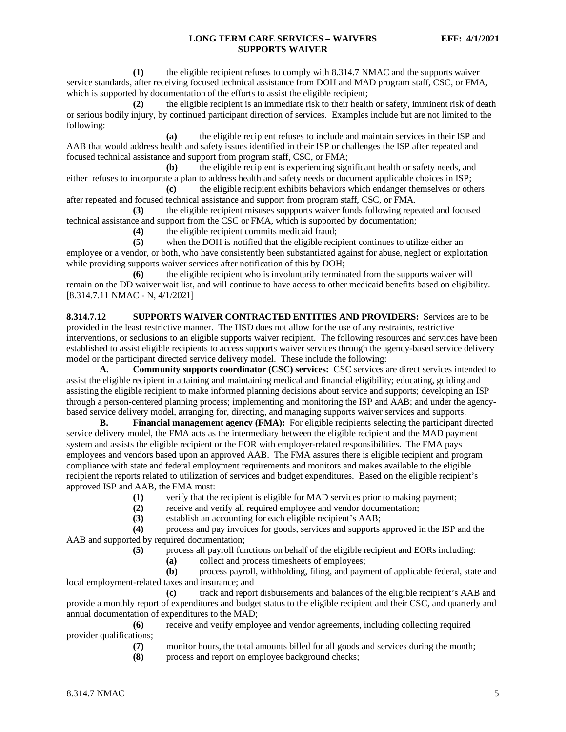**(1)** the eligible recipient refuses to comply with 8.314.7 NMAC and the supports waiver service standards, after receiving focused technical assistance from DOH and MAD program staff, CSC, or FMA, which is supported by documentation of the efforts to assist the eligible recipient;

**(2)** the eligible recipient is an immediate risk to their health or safety, imminent risk of death or serious bodily injury, by continued participant direction of services. Examples include but are not limited to the following:

**(a)** the eligible recipient refuses to include and maintain services in their ISP and AAB that would address health and safety issues identified in their ISP or challenges the ISP after repeated and focused technical assistance and support from program staff, CSC, or FMA;

**(b)** the eligible recipient is experiencing significant health or safety needs, and either refuses to incorporate a plan to address health and safety needs or document applicable choices in ISP;

**(c)** the eligible recipient exhibits behaviors which endanger themselves or others after repeated and focused technical assistance and support from program staff, CSC, or FMA.

**(3)** the eligible recipient misuses suppports waiver funds following repeated and focused technical assistance and support from the CSC or FMA, which is supported by documentation;

**(4)** the eligible recipient commits medicaid fraud;

**(5)** when the DOH is notified that the eligible recipient continues to utilize either an employee or a vendor, or both, who have consistently been substantiated against for abuse, neglect or exploitation while providing supports waiver services after notification of this by DOH;

**(6)** the eligible recipient who is involuntarily terminated from the supports waiver will remain on the DD waiver wait list, and will continue to have access to other medicaid benefits based on eligibility.

[8.314.7.11 NMAC - N, 4/1/2021]

**8.314.7.12 SUPPORTS WAIVER CONTRACTED ENTITIES AND PROVIDERS:** Services are to be provided in the least restrictive manner. The HSD does not allow for the use of any restraints, restrictive interventions, or seclusions to an eligible supports waiver recipient. The following resources and services have been established to assist eligible recipients to access supports waiver services through the agency-based service delivery model or the participant directed service delivery model. These include the following:

**A. Community supports coordinator (CSC) services:** CSC services are direct services intended to assist the eligible recipient in attaining and maintaining medical and financial eligibility; educating, guiding and assisting the eligible recipient to make informed planning decisions about service and supports; developing an ISP through a person-centered planning process; implementing and monitoring the ISP and AAB; and under the agency-based service delivery model, arranging for, directing, and managing supports waiver services and supports.

**B. Financial management agency (FMA):** For eligible recipients selecting the participant directed service delivery model, the FMA acts as the intermediary between the eligible recipient and the MAD payment system and assists the eligible recipient or the EOR with employer-related responsibilities. The FMA pays employees and vendors based upon an approved AAB. The FMA assures there is eligible recipient and program compliance with state and federal employment requirements and monitors and makes available to the eligible recipient the reports related to utilization of services and budget expenditures. Based on the eligible recipient's approved ISP and AAB, the FMA must:

**(1)** verify that the recipient is eligible for MAD services prior to making payment;

**(2)** receive and verify all required employee and vendor documentation;

**(3)** establish an accounting for each eligible recipient's AAB;

**(4)** process and pay invoices for goods, services and supports approved in the ISP and the AAB and supported by required documentation;

**(5)** process all payroll functions on behalf of the eligible recipient and EORs including:

**(a)** collect and process timesheets of employees;

**(b)** process payroll, withholding, filing, and payment of applicable federal, state and local employment-related taxes and insurance; and

**(c)** track and report disbursements and balances of the eligible recipient's AAB and provide a monthly report of expenditures and budget status to the eligible recipient and their CSC, and quarterly and annual documentation of expenditures to the MAD;

**(6)** receive and verify employee and vendor agreements, including collecting required provider qualifications;

**(7)** monitor hours, the total amounts billed for all goods and services during the month;

**(8)** process and report on employee background checks;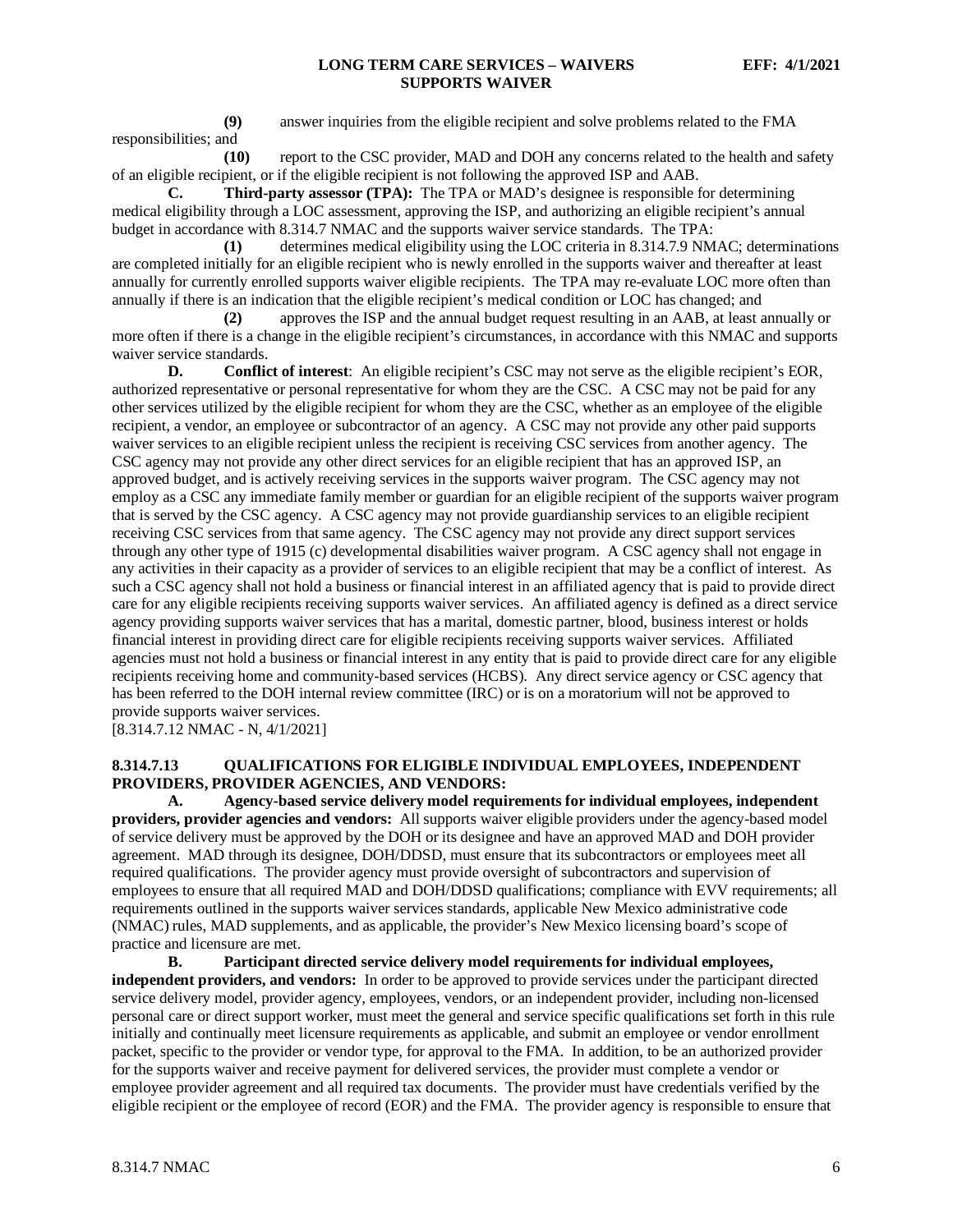**(9)** answer inquiries from the eligible recipient and solve problems related to the FMA responsibilities; and

**(10)** report to the CSC provider, MAD and DOH any concerns related to the health and safety of an eligible recipient, or if the eligible recipient is not following the approved ISP and AAB.

**C. Third-party assessor (TPA):** The TPA or MAD's designee is responsible for determining medical eligibility through a LOC assessment, approving the ISP, and authorizing an eligible recipient's annual budget in accordance with 8.314.7 NMAC and the supports waiver service standards. The TPA:

**(1)** determines medical eligibility using the LOC criteria in 8.314.7.9 NMAC; determinations are completed initially for an eligible recipient who is newly enrolled in the supports waiver and thereafter at least annually for currently enrolled supports waiver eligible recipients. The TPA may re-evaluate LOC more often than annually if there is an indication that the eligible recipient's medical condition or LOC has changed; and

**(2)** approves the ISP and the annual budget request resulting in an AAB, at least annually or more often if there is a change in the eligible recipient's circumstances, in accordance with this NMAC and supports waiver service standards.

**D. Conflict of interest**: An eligible recipient's CSC may not serve as the eligible recipient's EOR, authorized representative or personal representative for whom they are the CSC. A CSC may not be paid for any other services utilized by the eligible recipient for whom they are the CSC, whether as an employee of the eligible recipient, a vendor, an employee or subcontractor of an agency. A CSC may not provide any other paid supports waiver services to an eligible recipient unless the recipient is receiving CSC services from another agency. The CSC agency may not provide any other direct services for an eligible recipient that has an approved ISP, an approved budget, and is actively receiving services in the supports waiver program. The CSC agency may not employ as a CSC any immediate family member or guardian for an eligible recipient of the supports waiver program that is served by the CSC agency. A CSC agency may not provide guardianship services to an eligible recipient receiving CSC services from that same agency. The CSC agency may not provide any direct support services through any other type of 1915 (c) developmental disabilities waiver program. A CSC agency shall not engage in any activities in their capacity as a provider of services to an eligible recipient that may be a conflict of interest. As such a CSC agency shall not hold a business or financial interest in an affiliated agency that is paid to provide direct care for any eligible recipients receiving supports waiver services. An affiliated agency is defined as a direct service agency providing supports waiver services that has a marital, domestic partner, blood, business interest or holds financial interest in providing direct care for eligible recipients receiving supports waiver services. Affiliated agencies must not hold a business or financial interest in any entity that is paid to provide direct care for any eligible recipients receiving home and community-based services (HCBS). Any direct service agency or CSC agency that has been referred to the DOH internal review committee (IRC) or is on a moratorium will not be approved to provide supports waiver services.

[8.314.7.12 NMAC - N, 4/1/2021]

**8.314.7.13 QUALIFICATIONS FOR ELIGIBLE INDIVIDUAL EMPLOYEES, INDEPENDENT PROVIDERS, PROVIDER AGENCIES, AND VENDORS:**

**A. Agency-based service delivery model requirements for individual employees, independent providers, provider agencies and vendors:** All supports waiver eligible providers under the agency-based model of service delivery must be approved by the DOH or its designee and have an approved MAD and DOH provider agreement. MAD through its designee, DOH/DDSD, must ensure that its subcontractors or employees meet all required qualifications. The provider agency must provide oversight of subcontractors and supervision of employees to ensure that all required MAD and DOH/DDSD qualifications; compliance with EVV requirements; all requirements outlined in the supports waiver services standards, applicable New Mexico administrative code (NMAC) rules, MAD supplements, and as applicable, the provider's New Mexico licensing board's scope of practice and licensure are met.

**B. Participant directed service delivery model requirements for individual employees, independent providers, and vendors:** In order to be approved to provide services under the participant directed service delivery model, provider agency, employees, vendors, or an independent provider, including non-licensed personal care or direct support worker, must meet the general and service specific qualifications set forth in this rule initially and continually meet licensure requirements as applicable, and submit an employee or vendor enrollment packet, specific to the provider or vendor type, for approval to the FMA. In addition, to be an authorized provider for the supports waiver and receive payment for delivered services, the provider must complete a vendor or employee provider agreement and all required tax documents. The provider must have credentials verified by the eligible recipient or the employee of record (EOR) and the FMA. The provider agency is responsible to ensure that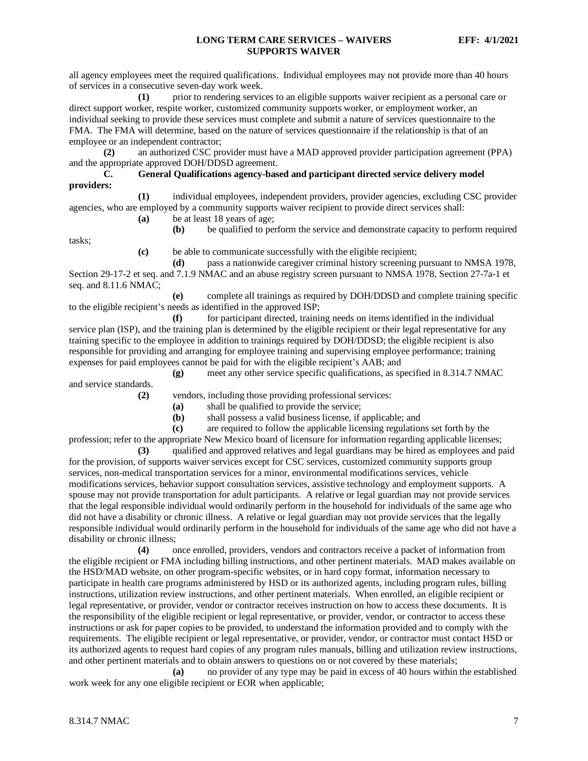all agency employees meet the required qualifications. Individual employees may not provide more than 40 hours of services in a consecutive seven-day work week.

**(1)** prior to rendering services to an eligible supports waiver recipient as a personal care or direct support worker, respite worker, customized community supports worker, or employment worker, an individual seeking to provide these services must complete and submit a nature of services questionnaire to the FMA. The FMA will determine, based on the nature of services questionnaire if the relationship is that of an employee or an independent contractor;

**(2)** an authorized CSC provider must have a MAD approved provider participation agreement (PPA) and the appropriate approved DOH/DDSD agreement.

**C. General Qualifications agency-based and participant directed service delivery model providers:**

**(1)** individual employees, independent providers, provider agencies, excluding CSC provider agencies, who are employed by a community supports waiver recipient to provide direct services shall:

**(a)** be at least 18 years of age;

**(b)** be qualified to perform the service and demonstrate capacity to perform required tasks;

**(c)** be able to communicate successfully with the eligible recipient;

**(d)** pass a nationwide caregiver criminal history screening pursuant to NMSA 1978, Section 29-17-2 et seq. and 7.1.9 NMAC and an abuse registry screen pursuant to NMSA 1978, Section 27-7a-1 et seq. and 8.11.6 NMAC;

**(e)** complete all trainings as required by DOH/DDSD and complete training specific to the eligible recipient's needs as identified in the approved ISP;

**(f)** for participant directed, training needs on items identified in the individual service plan (ISP), and the training plan is determined by the eligible recipient or their legal representative for any training specific to the employee in addition to trainings required by DOH/DDSD; the eligible recipient is also responsible for providing and arranging for employee training and supervising employee performance; training expenses for paid employees cannot be paid for with the eligible recipient's AAB; and

**(g)** meet any other service specific qualifications, as specified in 8.314.7 NMAC and service standards.

**(2)** vendors, including those providing professional services:

**(a)** shall be qualified to provide the service;

**(b)** shall possess a valid business license, if applicable; and

**(c)** are required to follow the applicable licensing regulations set forth by the profession; refer to the appropriate New Mexico board of licensure for information regarding applicable licenses;

**(3)** qualified and approved relatives and legal guardians may be hired as employees and paid for the provision, of supports waiver services except for CSC services, customized community supports group services, non-medical transportation services for a minor, environmental modifications services, vehicle modifications services, behavior support consultation services, assistive technology and employment supports. A spouse may not provide transportation for adult participants. A relative or legal guardian may not provide services that the legal responsible individual would ordinarily perform in the household for individuals of the same age who did not have a disability or chronic illness. A relative or legal guardian may not provide services that the legally responsible individual would ordinarily perform in the household for individuals of the same age who did not have a disability or chronic illness;

**(4)** once enrolled, providers, vendors and contractors receive a packet of information from the eligible recipient or FMA including billing instructions, and other pertinent materials. MAD makes available on the HSD/MAD website, on other program-specific websites, or in hard copy format, information necessary to participate in health care programs administered by HSD or its authorized agents, including program rules, billing instructions, utilization review instructions, and other pertinent materials. When enrolled, an eligible recipient or legal representative, or provider, vendor or contractor receives instruction on how to access these documents. It is the responsibility of the eligible recipient or legal representative, or provider, vendor, or contractor to access these instructions or ask for paper copies to be provided, to understand the information provided and to comply with the requirements. The eligible recipient or legal representative, or provider, vendor, or contractor must contact HSD or its authorized agents to request hard copies of any program rules manuals, billing and utilization review instructions, and other pertinent materials and to obtain answers to questions on or not covered by these materials;

**(a)** no provider of any type may be paid in excess of 40 hours within the established work week for any one eligible recipient or EOR when applicable;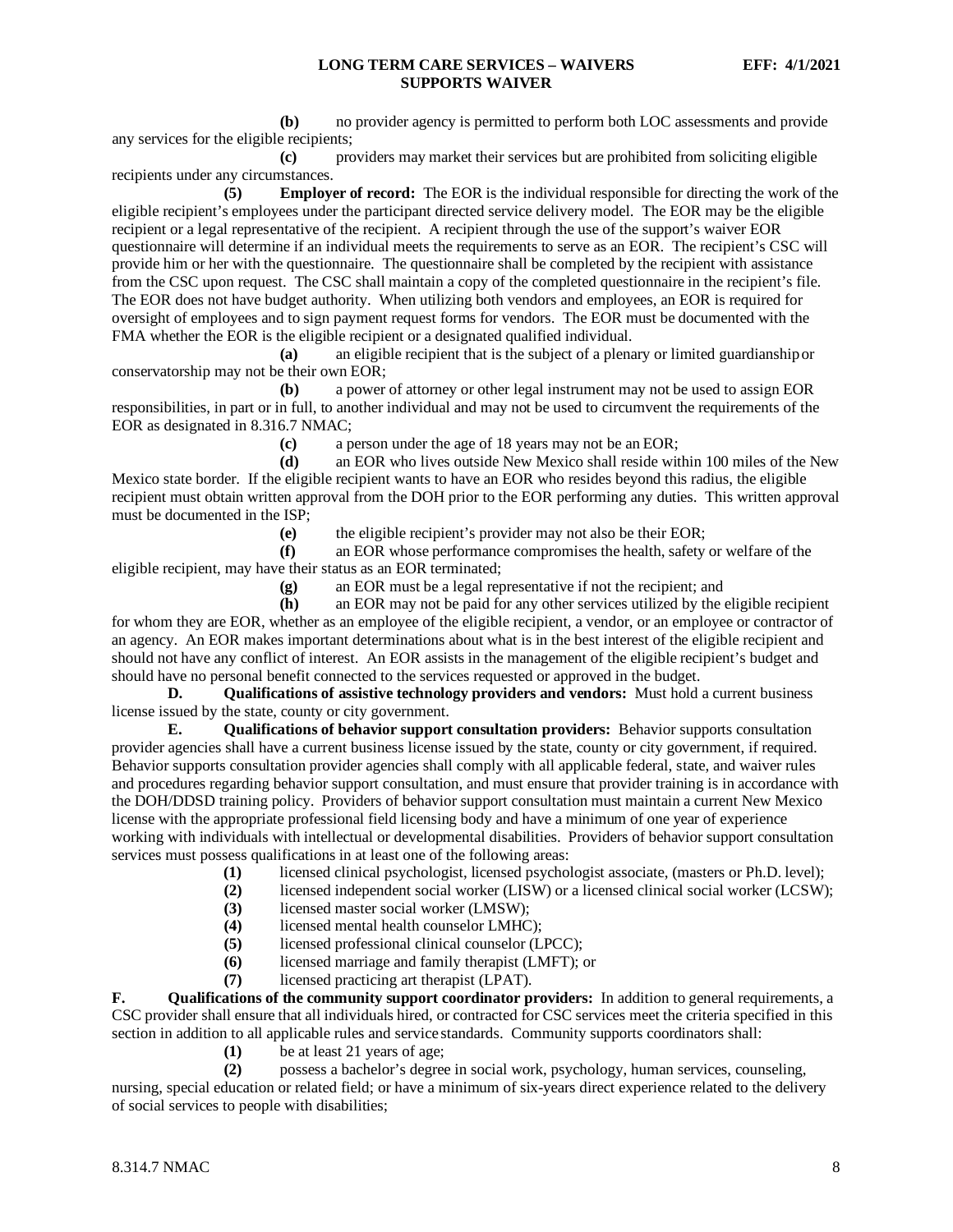**(b)** no provider agency is permitted to perform both LOC assessments and provide any services for the eligible recipients;

**(c)** providers may market their services but are prohibited from soliciting eligible recipients under any circumstances.

**(5)** **Employer of record:** The EOR is the individual responsible for directing the work of the eligible recipient's employees under the participant directed service delivery model. The EOR may be the eligible recipient or a legal representative of the recipient. A recipient through the use of the support's waiver EOR questionnaire will determine if an individual meets the requirements to serve as an EOR. The recipient's CSC will provide him or her with the questionnaire. The questionnaire shall be completed by the recipient with assistance from the CSC upon request. The CSC shall maintain a copy of the completed questionnaire in the recipient's file. The EOR does not have budget authority. When utilizing both vendors and employees, an EOR is required for oversight of employees and to sign payment request forms for vendors. The EOR must be documented with the FMA whether the EOR is the eligible recipient or a designated qualified individual.

**(a)** an eligible recipient that is the subject of a plenary or limited guardianship or conservatorship may not be their own EOR;

**(b)** a power of attorney or other legal instrument may not be used to assign EOR responsibilities, in part or in full, to another individual and may not be used to circumvent the requirements of the EOR as designated in 8.316.7 NMAC;

**(c)** a person under the age of 18 years may not be an EOR;

**(d)** an EOR who lives outside New Mexico shall reside within 100 miles of the New Mexico state border. If the eligible recipient wants to have an EOR who resides beyond this radius, the eligible recipient must obtain written approval from the DOH prior to the EOR performing any duties. This written approval must be documented in the ISP;

**(e)** the eligible recipient's provider may not also be their EOR;

**(f)** an EOR whose performance compromises the health, safety or welfare of the eligible recipient, may have their status as an EOR terminated;

**(g)** an EOR must be a legal representative if not the recipient; and

**(h)** an EOR may not be paid for any other services utilized by the eligible recipient for whom they are EOR, whether as an employee of the eligible recipient, a vendor, or an employee or contractor of an agency. An EOR makes important determinations about what is in the best interest of the eligible recipient and should not have any conflict of interest. An EOR assists in the management of the eligible recipient's budget and should have no personal benefit connected to the services requested or approved in the budget.

**D.** **Qualifications of assistive technology providers and vendors:** Must hold a current business license issued by the state, county or city government.

**E.** **Qualifications of behavior support consultation providers:** Behavior supports consultation provider agencies shall have a current business license issued by the state, county or city government, if required. Behavior supports consultation provider agencies shall comply with all applicable federal, state, and waiver rules and procedures regarding behavior support consultation, and must ensure that provider training is in accordance with the DOH/DDSD training policy. Providers of behavior support consultation must maintain a current New Mexico license with the appropriate professional field licensing body and have a minimum of one year of experience working with individuals with intellectual or developmental disabilities. Providers of behavior support consultation services must possess qualifications in at least one of the following areas:

**(1)** licensed clinical psychologist, licensed psychologist associate, (masters or Ph.D. level);

**(2)** licensed independent social worker (LISW) or a licensed clinical social worker (LCSW);

**(3)** licensed master social worker (LMSW);

**(4)** licensed mental health counselor LMHC);

**(5)** licensed professional clinical counselor (LPCC);

**(6)** licensed marriage and family therapist (LMFT); or

**(7)** licensed practicing art therapist (LPAT).

**F.** **Qualifications of the community support coordinator providers:** In addition to general requirements, a CSC provider shall ensure that all individuals hired, or contracted for CSC services meet the criteria specified in this section in addition to all applicable rules and service standards. Community supports coordinators shall:

**(1)** be at least 21 years of age;

**(2)** possess a bachelor's degree in social work, psychology, human services, counseling, nursing, special education or related field; or have a minimum of six-years direct experience related to the delivery of social services to people with disabilities;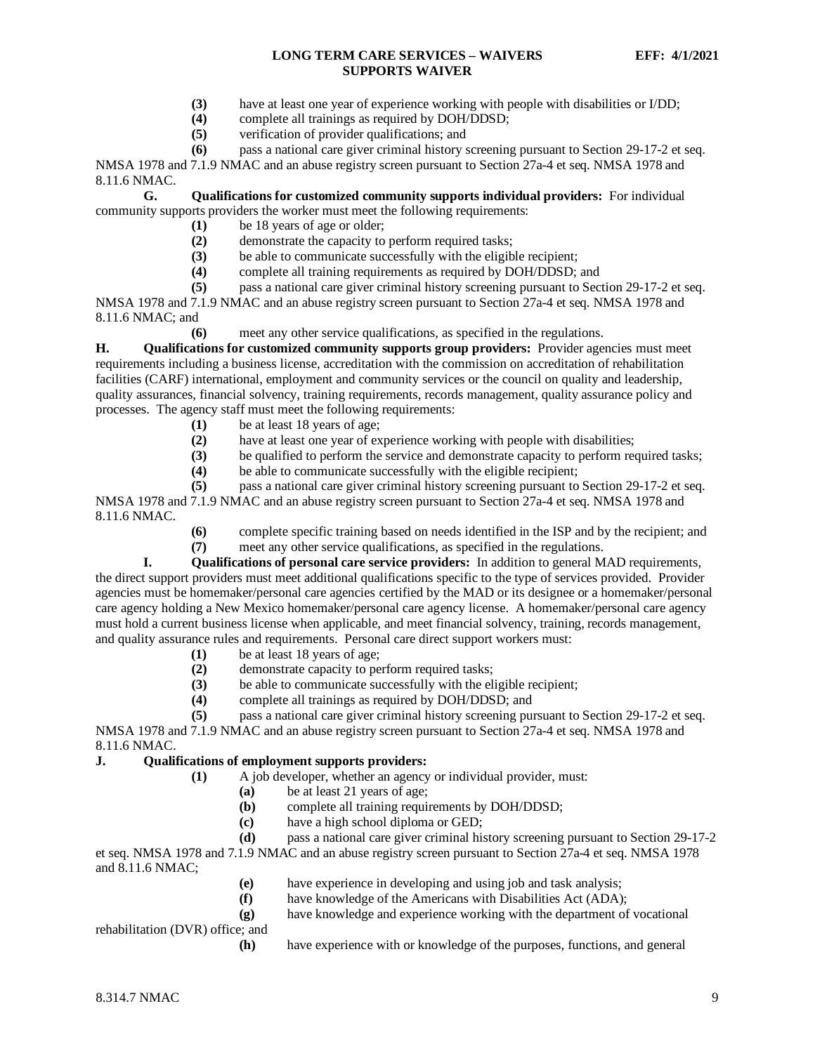**(3)** have at least one year of experience working with people with disabilities or I/DD;

**(4)** complete all trainings as required by DOH/DDSD;

**(5)** verification of provider qualifications; and

**(6)** pass a national care giver criminal history screening pursuant to Section 29-17-2 et seq. NMSA 1978 and 7.1.9 NMAC and an abuse registry screen pursuant to Section 27a-4 et seq. NMSA 1978 and 8.11.6 NMAC.

**G. Qualifications for customized community supports individual providers:** For individual community supports providers the worker must meet the following requirements:

**(1)** be 18 years of age or older;

**(2)** demonstrate the capacity to perform required tasks;

**(3)** be able to communicate successfully with the eligible recipient;

**(4)** complete all training requirements as required by DOH/DDSD; and

**(5)** pass a national care giver criminal history screening pursuant to Section 29-17-2 et seq. NMSA 1978 and 7.1.9 NMAC and an abuse registry screen pursuant to Section 27a-4 et seq. NMSA 1978 and 8.11.6 NMAC; and

**(6)** meet any other service qualifications, as specified in the regulations.

**H. Qualifications for customized community supports group providers:** Provider agencies must meet requirements including a business license, accreditation with the commission on accreditation of rehabilitation facilities (CARF) international, employment and community services or the council on quality and leadership, quality assurances, financial solvency, training requirements, records management, quality assurance policy and processes. The agency staff must meet the following requirements:

**(1)** be at least 18 years of age;

**(2)** have at least one year of experience working with people with disabilities;

**(3)** be qualified to perform the service and demonstrate capacity to perform required tasks;

**(4)** be able to communicate successfully with the eligible recipient;

**(5)** pass a national care giver criminal history screening pursuant to Section 29-17-2 et seq. NMSA 1978 and 7.1.9 NMAC and an abuse registry screen pursuant to Section 27a-4 et seq. NMSA 1978 and 8.11.6 NMAC.

**(6)** complete specific training based on needs identified in the ISP and by the recipient; and

**(7)** meet any other service qualifications, as specified in the regulations.

**I. Qualifications of personal care service providers:** In addition to general MAD requirements, the direct support providers must meet additional qualifications specific to the type of services provided. Provider agencies must be homemaker/personal care agencies certified by the MAD or its designee or a homemaker/personal care agency holding a New Mexico homemaker/personal care agency license. A homemaker/personal care agency must hold a current business license when applicable, and meet financial solvency, training, records management, and quality assurance rules and requirements. Personal care direct support workers must:

**(1)** be at least 18 years of age;

**(2)** demonstrate capacity to perform required tasks;

**(3)** be able to communicate successfully with the eligible recipient;

**(4)** complete all trainings as required by DOH/DDSD; and

**(5)** pass a national care giver criminal history screening pursuant to Section 29-17-2 et seq. NMSA 1978 and 7.1.9 NMAC and an abuse registry screen pursuant to Section 27a-4 et seq. NMSA 1978 and 8.11.6 NMAC.

**J. Qualifications of employment supports providers:**

**(1)** A job developer, whether an agency or individual provider, must:

**(a)** be at least 21 years of age;

**(b)** complete all training requirements by DOH/DDSD;

**(c)** have a high school diploma or GED;

**(d)** pass a national care giver criminal history screening pursuant to Section 29-17-2 et seq. NMSA 1978 and 7.1.9 NMAC and an abuse registry screen pursuant to Section 27a-4 et seq. NMSA 1978 and 8.11.6 NMAC;

**(e)** have experience in developing and using job and task analysis;

**(f)** have knowledge of the Americans with Disabilities Act (ADA);

**(g)** have knowledge and experience working with the department of vocational rehabilitation (DVR) office; and

**(h)** have experience with or knowledge of the purposes, functions, and general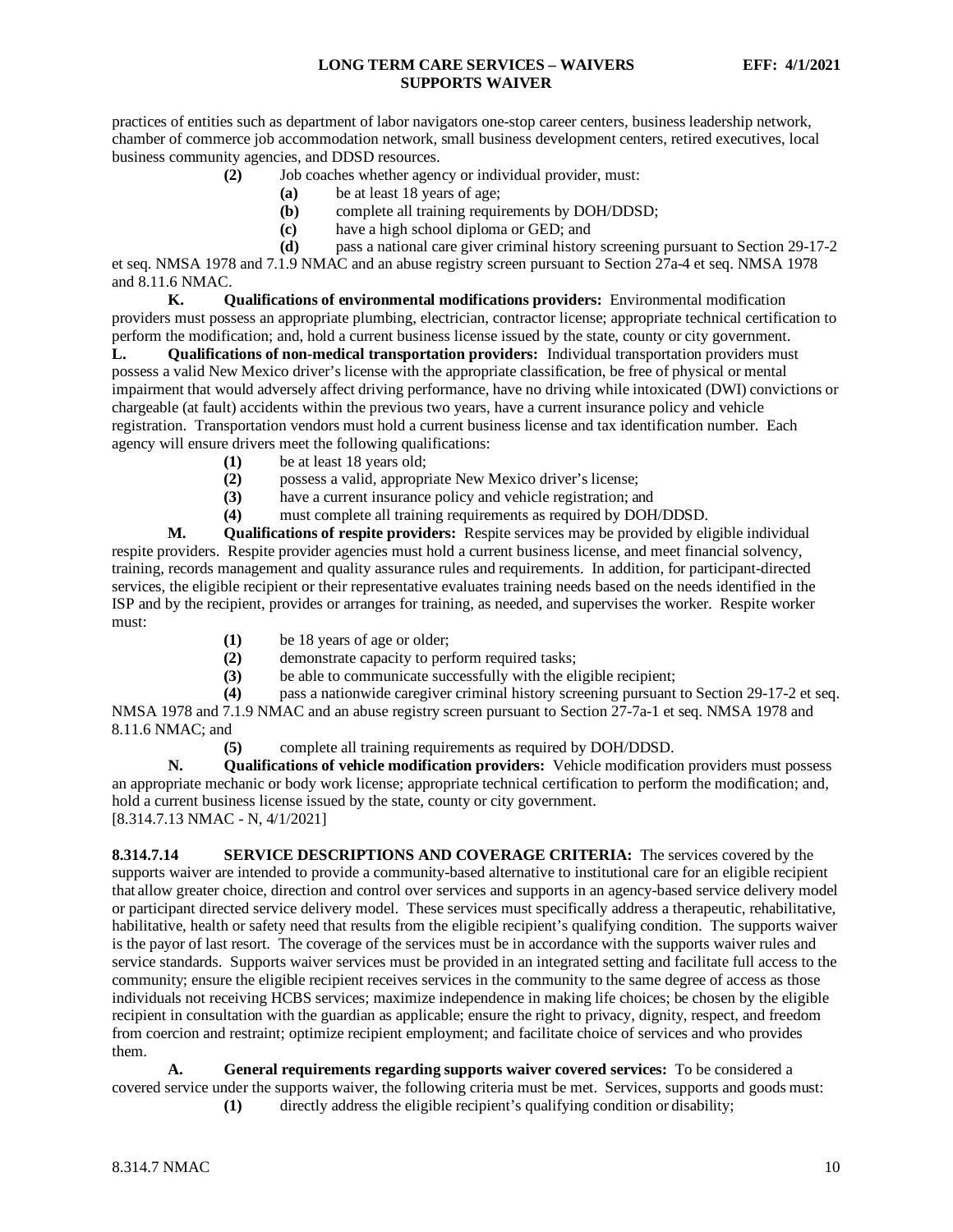practices of entities such as department of labor navigators one-stop career centers, business leadership network, chamber of commerce job accommodation network, small business development centers, retired executives, local business community agencies, and DDSD resources.

**(2)** Job coaches whether agency or individual provider, must:

**(a)** be at least 18 years of age;

**(b)** complete all training requirements by DOH/DDSD;

**(c)** have a high school diploma or GED; and

**(d)** pass a national care giver criminal history screening pursuant to Section 29-17-2 et seq. NMSA 1978 and 7.1.9 NMAC and an abuse registry screen pursuant to Section 27a-4 et seq. NMSA 1978 and 8.11.6 NMAC.

**K. Qualifications of environmental modifications providers:** Environmental modification providers must possess an appropriate plumbing, electrician, contractor license; appropriate technical certification to perform the modification; and, hold a current business license issued by the state, county or city government.

**L. Qualifications of non-medical transportation providers:** Individual transportation providers must possess a valid New Mexico driver's license with the appropriate classification, be free of physical or mental impairment that would adversely affect driving performance, have no driving while intoxicated (DWI) convictions or chargeable (at fault) accidents within the previous two years, have a current insurance policy and vehicle registration. Transportation vendors must hold a current business license and tax identification number. Each agency will ensure drivers meet the following qualifications:

**(1)** be at least 18 years old;

**(2)** possess a valid, appropriate New Mexico driver's license;

**(3)** have a current insurance policy and vehicle registration; and

**(4)** must complete all training requirements as required by DOH/DDSD.

**M. Qualifications of respite providers:** Respite services may be provided by eligible individual respite providers. Respite provider agencies must hold a current business license, and meet financial solvency, training, records management and quality assurance rules and requirements. In addition, for participant-directed services, the eligible recipient or their representative evaluates training needs based on the needs identified in the ISP and by the recipient, provides or arranges for training, as needed, and supervises the worker. Respite worker must:

**(1)** be 18 years of age or older;

**(2)** demonstrate capacity to perform required tasks;

**(3)** be able to communicate successfully with the eligible recipient;

**(4)** pass a nationwide caregiver criminal history screening pursuant to Section 29-17-2 et seq. NMSA 1978 and 7.1.9 NMAC and an abuse registry screen pursuant to Section 27-7a-1 et seq. NMSA 1978 and 8.11.6 NMAC; and

**(5)** complete all training requirements as required by DOH/DDSD.

**N. Qualifications of vehicle modification providers:** Vehicle modification providers must possess an appropriate mechanic or body work license; appropriate technical certification to perform the modification; and, hold a current business license issued by the state, county or city government.

[8.314.7.13 NMAC - N, 4/1/2021]

**8.314.7.14 SERVICE DESCRIPTIONS AND COVERAGE CRITERIA:** The services covered by the supports waiver are intended to provide a community-based alternative to institutional care for an eligible recipient that allow greater choice, direction and control over services and supports in an agency-based service delivery model or participant directed service delivery model. These services must specifically address a therapeutic, rehabilitative, habilitative, health or safety need that results from the eligible recipient's qualifying condition. The supports waiver is the payor of last resort. The coverage of the services must be in accordance with the supports waiver rules and service standards. Supports waiver services must be provided in an integrated setting and facilitate full access to the community; ensure the eligible recipient receives services in the community to the same degree of access as those individuals not receiving HCBS services; maximize independence in making life choices; be chosen by the eligible recipient in consultation with the guardian as applicable; ensure the right to privacy, dignity, respect, and freedom from coercion and restraint; optimize recipient employment; and facilitate choice of services and who provides them.

**A. General requirements regarding supports waiver covered services:** To be considered a covered service under the supports waiver, the following criteria must be met. Services, supports and goods must:

**(1)** directly address the eligible recipient's qualifying condition or disability;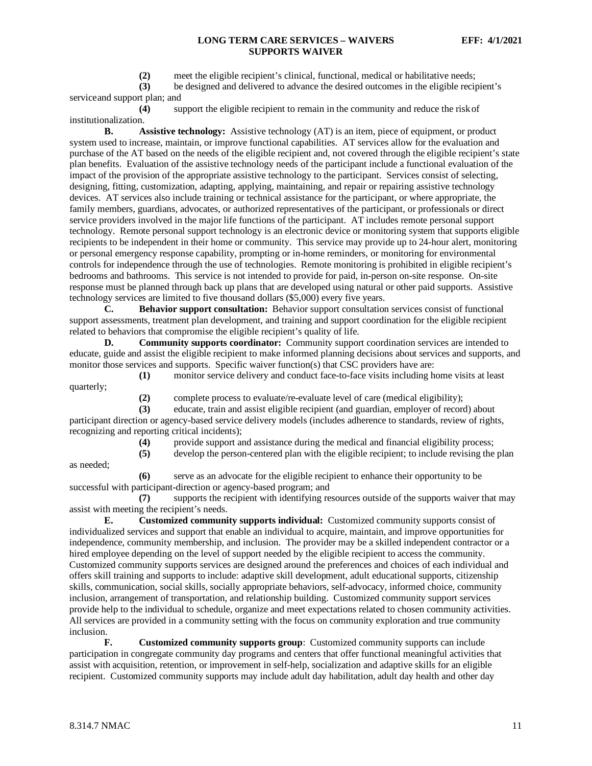**(2)** meet the eligible recipient's clinical, functional, medical or habilitative needs;

**(3)** be designed and delivered to advance the desired outcomes in the eligible recipient's serviceand support plan; and

**(4)** support the eligible recipient to remain in the community and reduce the riskof institutionalization.

**B. Assistive technology:** Assistive technology (AT) is an item, piece of equipment, or product system used to increase, maintain, or improve functional capabilities. AT services allow for the evaluation and purchase of the AT based on the needs of the eligible recipient and, not covered through the eligible recipient's state plan benefits. Evaluation of the assistive technology needs of the participant include a functional evaluation of the impact of the provision of the appropriate assistive technology to the participant. Services consist of selecting, designing, fitting, customization, adapting, applying, maintaining, and repair or repairing assistive technology devices. AT services also include training or technical assistance for the participant, or where appropriate, the family members, guardians, advocates, or authorized representatives of the participant, or professionals or direct service providers involved in the major life functions of the participant. AT includes remote personal support technology. Remote personal support technology is an electronic device or monitoring system that supports eligible recipients to be independent in their home or community. This service may provide up to 24-hour alert, monitoring or personal emergency response capability, prompting or in-home reminders, or monitoring for environmental controls for independence through the use of technologies. Remote monitoring is prohibited in eligible recipient's bedrooms and bathrooms. This service is not intended to provide for paid, in-person on-site response. On-site response must be planned through back up plans that are developed using natural or other paid supports. Assistive technology services are limited to five thousand dollars ($5,000) every five years.

**C. Behavior support consultation:** Behavior support consultation services consist of functional support assessments, treatment plan development, and training and support coordination for the eligible recipient related to behaviors that compromise the eligible recipient's quality of life.

**D. Community supports coordinator:** Community support coordination services are intended to educate, guide and assist the eligible recipient to make informed planning decisions about services and supports, and monitor those services and supports. Specific waiver function(s) that CSC providers have are:

**(1)** monitor service delivery and conduct face-to-face visits including home visits at least quarterly;

**(2)** complete process to evaluate/re-evaluate level of care (medical eligibility);

**(3)** educate, train and assist eligible recipient (and guardian, employer of record) about participant direction or agency-based service delivery models (includes adherence to standards, review of rights, recognizing and reporting critical incidents);

**(4)** provide support and assistance during the medical and financial eligibility process;

**(5)** develop the person-centered plan with the eligible recipient; to include revising the plan as needed;

**(6)** serve as an advocate for the eligible recipient to enhance their opportunity to be successful with participant-direction or agency-based program; and

**(7)** supports the recipient with identifying resources outside of the supports waiver that may assist with meeting the recipient's needs.

**E. Customized community supports individual:** Customized community supports consist of individualized services and support that enable an individual to acquire, maintain, and improve opportunities for independence, community membership, and inclusion. The provider may be a skilled independent contractor or a hired employee depending on the level of support needed by the eligible recipient to access the community. Customized community supports services are designed around the preferences and choices of each individual and offers skill training and supports to include: adaptive skill development, adult educational supports, citizenship skills, communication, social skills, socially appropriate behaviors, self-advocacy, informed choice, community inclusion, arrangement of transportation, and relationship building. Customized community support services provide help to the individual to schedule, organize and meet expectations related to chosen community activities. All services are provided in a community setting with the focus on community exploration and true community inclusion.

**F. Customized community supports group**: Customized community supports can include participation in congregate community day programs and centers that offer functional meaningful activities that assist with acquisition, retention, or improvement in self-help, socialization and adaptive skills for an eligible recipient. Customized community supports may include adult day habilitation, adult day health and other day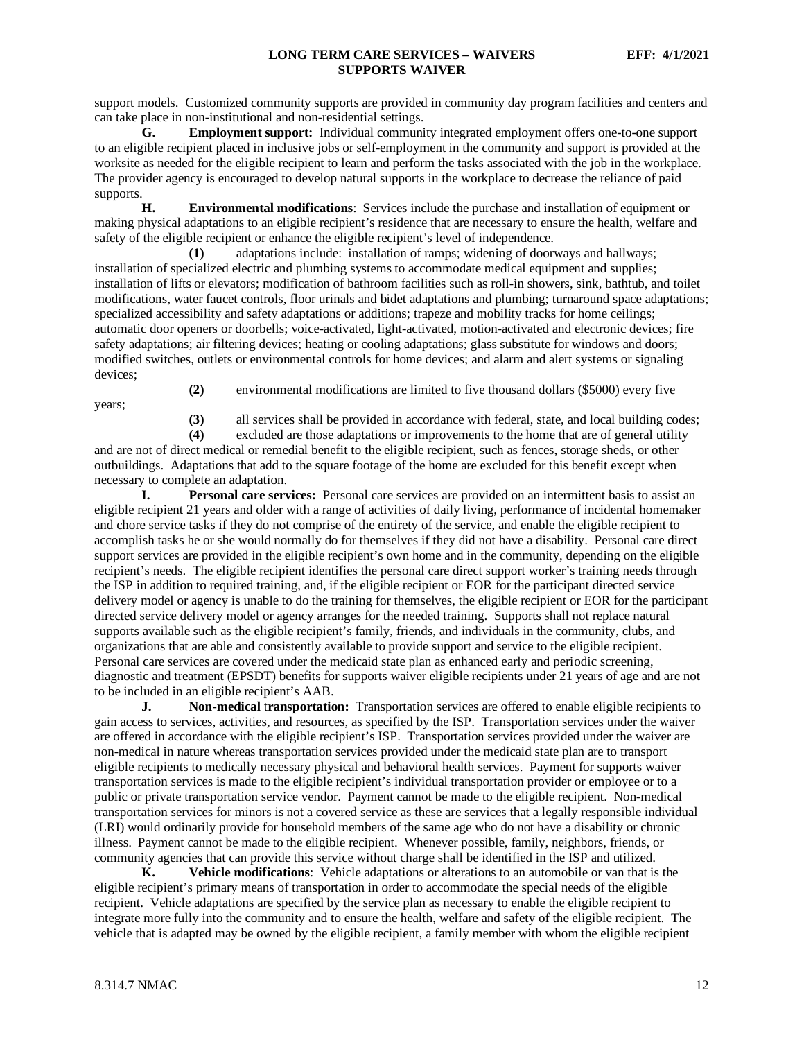support models. Customized community supports are provided in community day program facilities and centers and can take place in non-institutional and non-residential settings.

**G. Employment support:** Individual community integrated employment offers one-to-one support to an eligible recipient placed in inclusive jobs or self-employment in the community and support is provided at the worksite as needed for the eligible recipient to learn and perform the tasks associated with the job in the workplace. The provider agency is encouraged to develop natural supports in the workplace to decrease the reliance of paid supports.

**H. Environmental modifications**: Services include the purchase and installation of equipment or making physical adaptations to an eligible recipient's residence that are necessary to ensure the health, welfare and safety of the eligible recipient or enhance the eligible recipient's level of independence.

**(1)** adaptations include: installation of ramps; widening of doorways and hallways; installation of specialized electric and plumbing systems to accommodate medical equipment and supplies; installation of lifts or elevators; modification of bathroom facilities such as roll-in showers, sink, bathtub, and toilet modifications, water faucet controls, floor urinals and bidet adaptations and plumbing; turnaround space adaptations; specialized accessibility and safety adaptations or additions; trapeze and mobility tracks for home ceilings; automatic door openers or doorbells; voice-activated, light-activated, motion-activated and electronic devices; fire safety adaptations; air filtering devices; heating or cooling adaptations; glass substitute for windows and doors; modified switches, outlets or environmental controls for home devices; and alarm and alert systems or signaling devices;

**(2)** environmental modifications are limited to five thousand dollars ($5000) every five years;

**(3)** all services shall be provided in accordance with federal, state, and local building codes;

**(4)** excluded are those adaptations or improvements to the home that are of general utility and are not of direct medical or remedial benefit to the eligible recipient, such as fences, storage sheds, or other outbuildings. Adaptations that add to the square footage of the home are excluded for this benefit except when necessary to complete an adaptation.

**I. Personal care services:** Personal care services are provided on an intermittent basis to assist an eligible recipient 21 years and older with a range of activities of daily living, performance of incidental homemaker and chore service tasks if they do not comprise of the entirety of the service, and enable the eligible recipient to accomplish tasks he or she would normally do for themselves if they did not have a disability. Personal care direct support services are provided in the eligible recipient's own home and in the community, depending on the eligible recipient's needs. The eligible recipient identifies the personal care direct support worker's training needs through the ISP in addition to required training, and, if the eligible recipient or EOR for the participant directed service delivery model or agency is unable to do the training for themselves, the eligible recipient or EOR for the participant directed service delivery model or agency arranges for the needed training. Supports shall not replace natural supports available such as the eligible recipient's family, friends, and individuals in the community, clubs, and organizations that are able and consistently available to provide support and service to the eligible recipient. Personal care services are covered under the medicaid state plan as enhanced early and periodic screening, diagnostic and treatment (EPSDT) benefits for supports waiver eligible recipients under 21 years of age and are not to be included in an eligible recipient's AAB.

**J. Non-medical transportation:** Transportation services are offered to enable eligible recipients to gain access to services, activities, and resources, as specified by the ISP. Transportation services under the waiver are offered in accordance with the eligible recipient's ISP. Transportation services provided under the waiver are non-medical in nature whereas transportation services provided under the medicaid state plan are to transport eligible recipients to medically necessary physical and behavioral health services. Payment for supports waiver transportation services is made to the eligible recipient's individual transportation provider or employee or to a public or private transportation service vendor. Payment cannot be made to the eligible recipient. Non-medical transportation services for minors is not a covered service as these are services that a legally responsible individual (LRI) would ordinarily provide for household members of the same age who do not have a disability or chronic illness. Payment cannot be made to the eligible recipient. Whenever possible, family, neighbors, friends, or community agencies that can provide this service without charge shall be identified in the ISP and utilized.

**K. Vehicle modifications**: Vehicle adaptations or alterations to an automobile or van that is the eligible recipient's primary means of transportation in order to accommodate the special needs of the eligible recipient. Vehicle adaptations are specified by the service plan as necessary to enable the eligible recipient to integrate more fully into the community and to ensure the health, welfare and safety of the eligible recipient. The vehicle that is adapted may be owned by the eligible recipient, a family member with whom the eligible recipient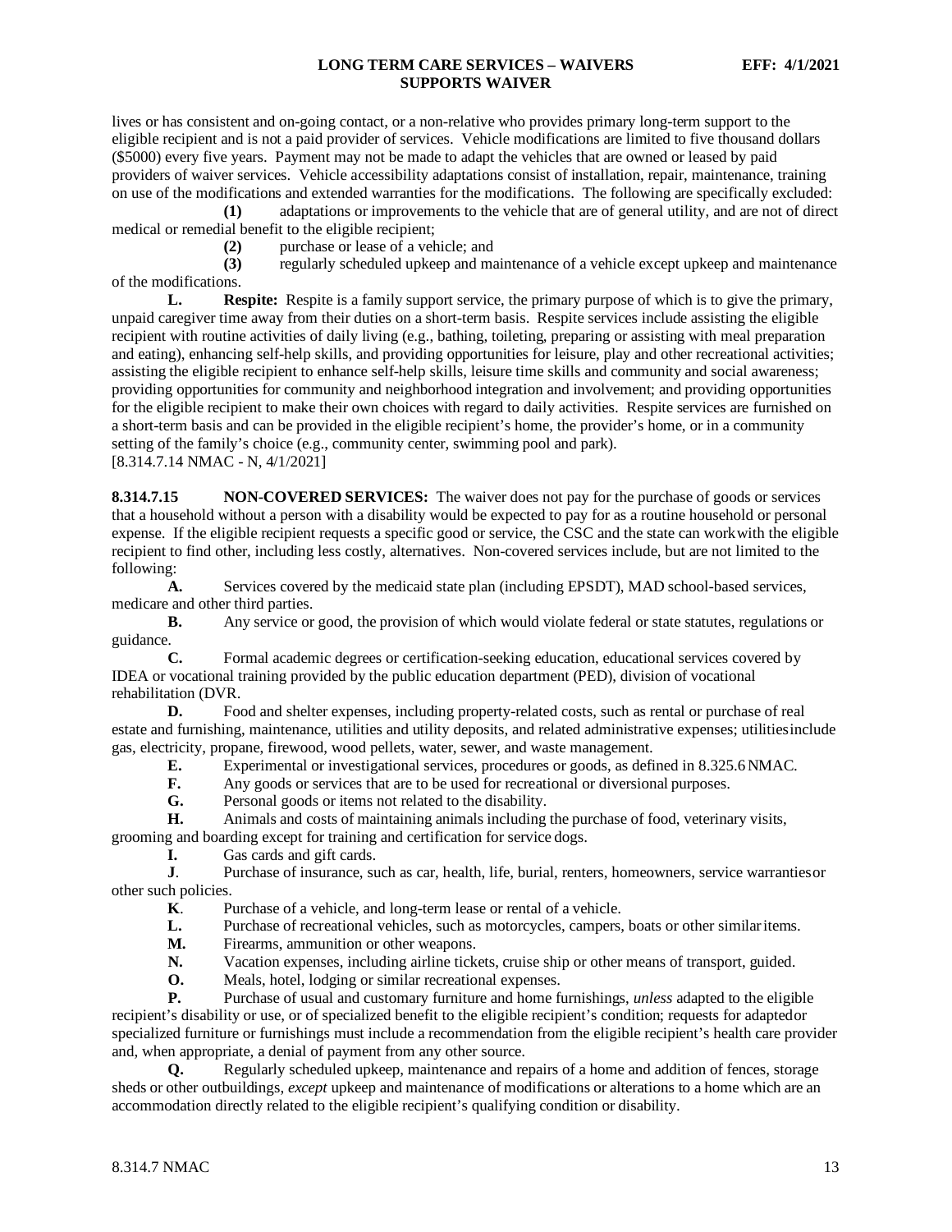lives or has consistent and on-going contact, or a non-relative who provides primary long-term support to the eligible recipient and is not a paid provider of services. Vehicle modifications are limited to five thousand dollars ($5000) every five years. Payment may not be made to adapt the vehicles that are owned or leased by paid providers of waiver services. Vehicle accessibility adaptations consist of installation, repair, maintenance, training on use of the modifications and extended warranties for the modifications. The following are specifically excluded:

**(1)** adaptations or improvements to the vehicle that are of general utility, and are not of direct medical or remedial benefit to the eligible recipient;

**(2)** purchase or lease of a vehicle; and

**(3)** regularly scheduled upkeep and maintenance of a vehicle except upkeep and maintenance of the modifications.

**L. Respite:** Respite is a family support service, the primary purpose of which is to give the primary, unpaid caregiver time away from their duties on a short-term basis. Respite services include assisting the eligible recipient with routine activities of daily living (e.g., bathing, toileting, preparing or assisting with meal preparation and eating), enhancing self-help skills, and providing opportunities for leisure, play and other recreational activities; assisting the eligible recipient to enhance self-help skills, leisure time skills and community and social awareness; providing opportunities for community and neighborhood integration and involvement; and providing opportunities for the eligible recipient to make their own choices with regard to daily activities. Respite services are furnished on a short-term basis and can be provided in the eligible recipient's home, the provider's home, or in a community setting of the family's choice (e.g., community center, swimming pool and park).

[8.314.7.14 NMAC - N, 4/1/2021]

**8.314.7.15 NON-COVERED SERVICES:** The waiver does not pay for the purchase of goods or services that a household without a person with a disability would be expected to pay for as a routine household or personal expense. If the eligible recipient requests a specific good or service, the CSC and the state can work with the eligible recipient to find other, including less costly, alternatives. Non-covered services include, but are not limited to the following:

**A.** Services covered by the medicaid state plan (including EPSDT), MAD school-based services, medicare and other third parties.

**B.** Any service or good, the provision of which would violate federal or state statutes, regulations or guidance.

**C.** Formal academic degrees or certification-seeking education, educational services covered by IDEA or vocational training provided by the public education department (PED), division of vocational rehabilitation (DVR.

**D.** Food and shelter expenses, including property-related costs, such as rental or purchase of real estate and furnishing, maintenance, utilities and utility deposits, and related administrative expenses; utilities include gas, electricity, propane, firewood, wood pellets, water, sewer, and waste management.

**E.** Experimental or investigational services, procedures or goods, as defined in 8.325.6 NMAC.

**F.** Any goods or services that are to be used for recreational or diversional purposes.

**G.** Personal goods or items not related to the disability.

**H.** Animals and costs of maintaining animals including the purchase of food, veterinary visits, grooming and boarding except for training and certification for service dogs.

**I.** Gas cards and gift cards.

**J**. Purchase of insurance, such as car, health, life, burial, renters, homeowners, service warranties or other such policies.

**K**. Purchase of a vehicle, and long-term lease or rental of a vehicle.

**L.** Purchase of recreational vehicles, such as motorcycles, campers, boats or other similar items.

**M.** Firearms, ammunition or other weapons.

**N.** Vacation expenses, including airline tickets, cruise ship or other means of transport, guided.

**O.** Meals, hotel, lodging or similar recreational expenses.

**P.** Purchase of usual and customary furniture and home furnishings, *unless* adapted to the eligible recipient's disability or use, or of specialized benefit to the eligible recipient's condition; requests for adapted or specialized furniture or furnishings must include a recommendation from the eligible recipient's health care provider and, when appropriate, a denial of payment from any other source.

**Q.** Regularly scheduled upkeep, maintenance and repairs of a home and addition of fences, storage sheds or other outbuildings, *except* upkeep and maintenance of modifications or alterations to a home which are an accommodation directly related to the eligible recipient's qualifying condition or disability.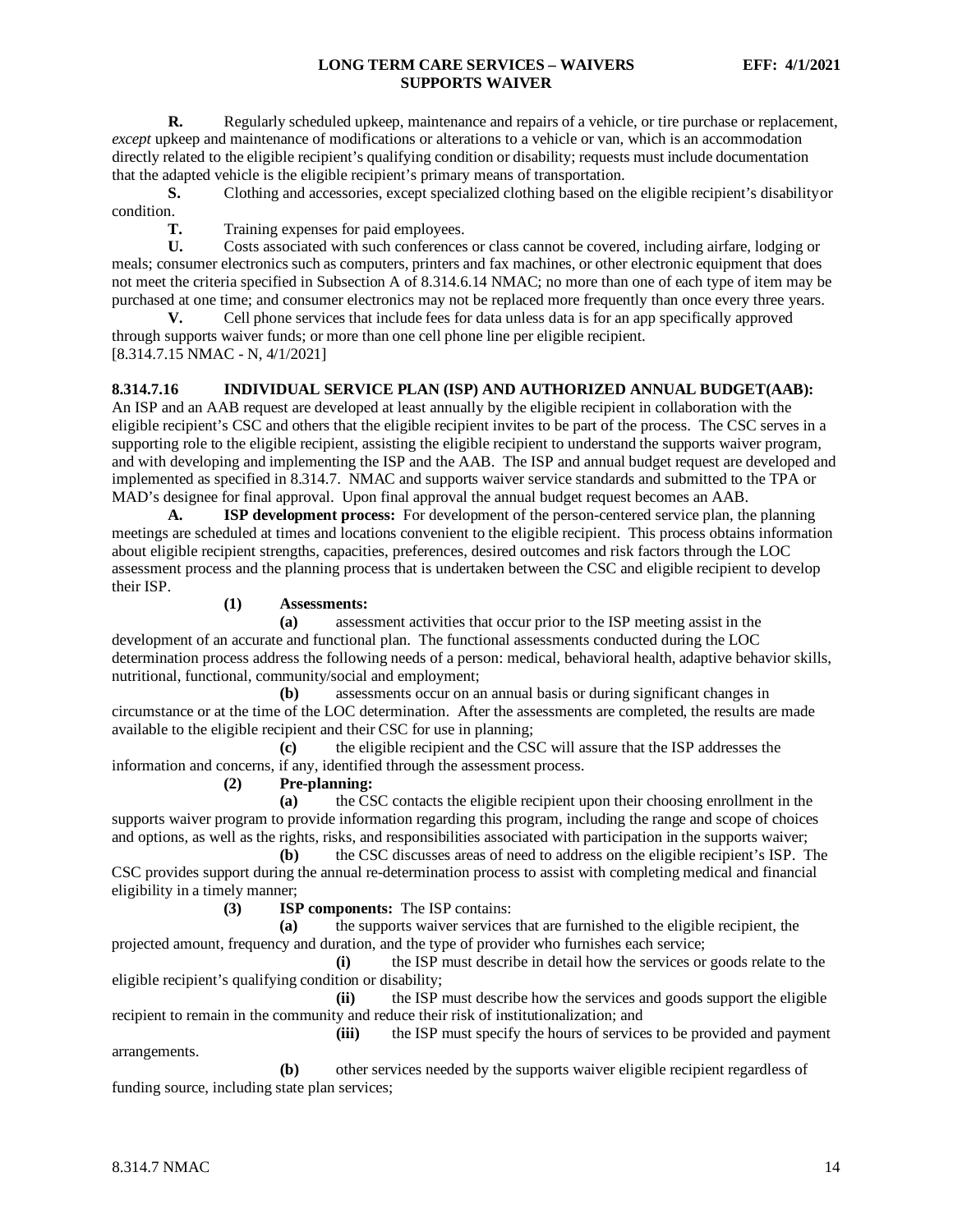**R.** Regularly scheduled upkeep, maintenance and repairs of a vehicle, or tire purchase or replacement, *except* upkeep and maintenance of modifications or alterations to a vehicle or van, which is an accommodation directly related to the eligible recipient's qualifying condition or disability; requests must include documentation that the adapted vehicle is the eligible recipient's primary means of transportation.

**S.** Clothing and accessories, except specialized clothing based on the eligible recipient's disabilityor condition.

**T.** Training expenses for paid employees.

**U.** Costs associated with such conferences or class cannot be covered, including airfare, lodging or meals; consumer electronics such as computers, printers and fax machines, or other electronic equipment that does not meet the criteria specified in Subsection A of 8.314.6.14 NMAC; no more than one of each type of item may be purchased at one time; and consumer electronics may not be replaced more frequently than once every three years.

**V.** Cell phone services that include fees for data unless data is for an app specifically approved through supports waiver funds; or more than one cell phone line per eligible recipient.

[8.314.7.15 NMAC - N, 4/1/2021]

**8.314.7.16 INDIVIDUAL SERVICE PLAN (ISP) AND AUTHORIZED ANNUAL BUDGET(AAB):** An ISP and an AAB request are developed at least annually by the eligible recipient in collaboration with the eligible recipient's CSC and others that the eligible recipient invites to be part of the process. The CSC serves in a supporting role to the eligible recipient, assisting the eligible recipient to understand the supports waiver program, and with developing and implementing the ISP and the AAB. The ISP and annual budget request are developed and implemented as specified in 8.314.7. NMAC and supports waiver service standards and submitted to the TPA or MAD's designee for final approval. Upon final approval the annual budget request becomes an AAB.

**A. ISP development process:** For development of the person-centered service plan, the planning meetings are scheduled at times and locations convenient to the eligible recipient. This process obtains information about eligible recipient strengths, capacities, preferences, desired outcomes and risk factors through the LOC assessment process and the planning process that is undertaken between the CSC and eligible recipient to develop their ISP.

**(1) Assessments:**

**(a)** assessment activities that occur prior to the ISP meeting assist in the development of an accurate and functional plan. The functional assessments conducted during the LOC determination process address the following needs of a person: medical, behavioral health, adaptive behavior skills, nutritional, functional, community/social and employment;

**(b)** assessments occur on an annual basis or during significant changes in circumstance or at the time of the LOC determination. After the assessments are completed, the results are made available to the eligible recipient and their CSC for use in planning;

**(c)** the eligible recipient and the CSC will assure that the ISP addresses the information and concerns, if any, identified through the assessment process.

**(2) Pre-planning:**

**(a)** the CSC contacts the eligible recipient upon their choosing enrollment in the supports waiver program to provide information regarding this program, including the range and scope of choices and options, as well as the rights, risks, and responsibilities associated with participation in the supports waiver;

**(b)** the CSC discusses areas of need to address on the eligible recipient's ISP. The CSC provides support during the annual re-determination process to assist with completing medical and financial eligibility in a timely manner;

**(3) ISP components:** The ISP contains:

**(a)** the supports waiver services that are furnished to the eligible recipient, the projected amount, frequency and duration, and the type of provider who furnishes each service;

**(i)** the ISP must describe in detail how the services or goods relate to the eligible recipient's qualifying condition or disability;

**(ii)** the ISP must describe how the services and goods support the eligible recipient to remain in the community and reduce their risk of institutionalization; and

**(iii)** the ISP must specify the hours of services to be provided and payment arrangements.

**(b)** other services needed by the supports waiver eligible recipient regardless of funding source, including state plan services;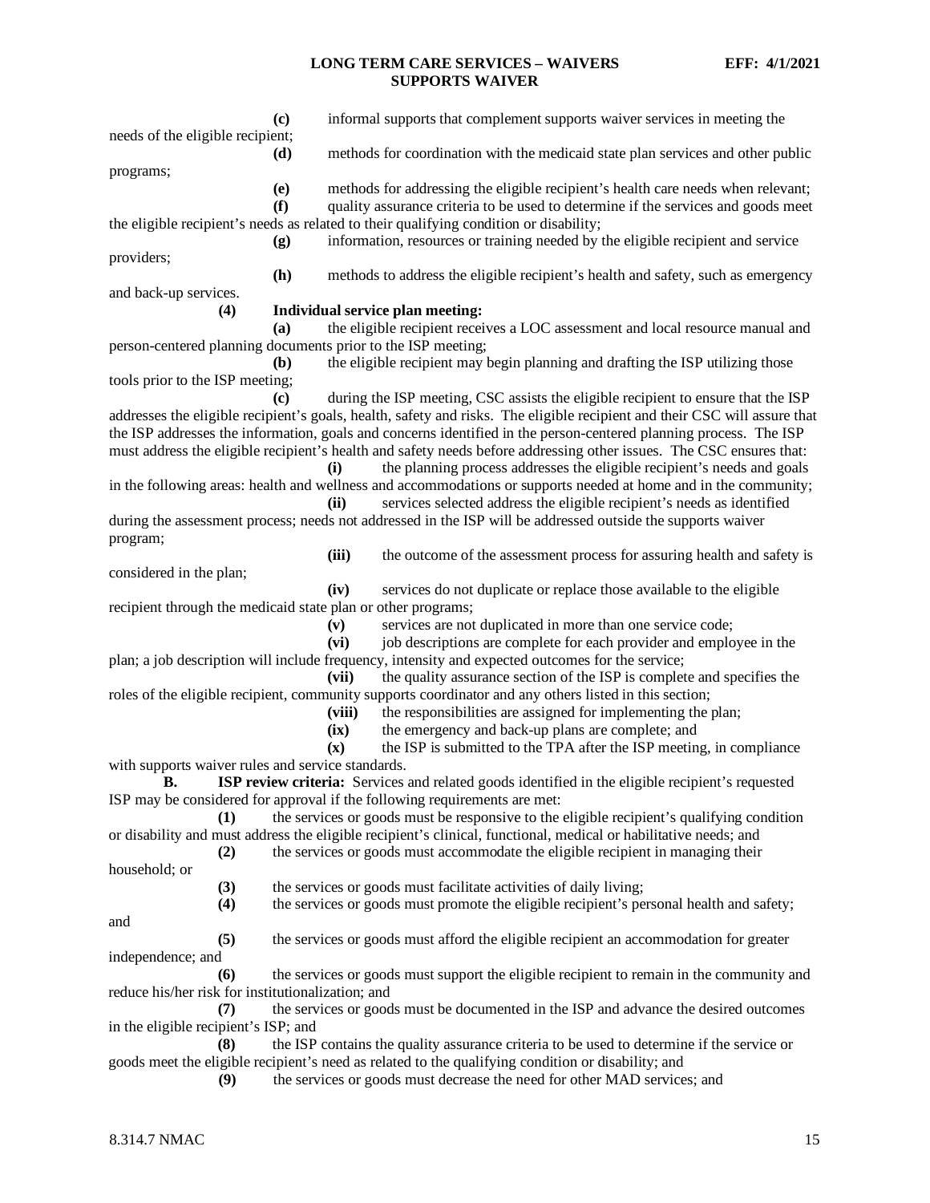**(c)** informal supports that complement supports waiver services in meeting the needs of the eligible recipient;

**(d)** methods for coordination with the medicaid state plan services and other public programs;

**(e)** methods for addressing the eligible recipient's health care needs when relevant;

**(f)** quality assurance criteria to be used to determine if the services and goods meet the eligible recipient's needs as related to their qualifying condition or disability;

**(g)** information, resources or training needed by the eligible recipient and service providers;

**(h)** methods to address the eligible recipient's health and safety, such as emergency and back-up services.

**(4) Individual service plan meeting:**

**(a)** the eligible recipient receives a LOC assessment and local resource manual and person-centered planning documents prior to the ISP meeting;

**(b)** the eligible recipient may begin planning and drafting the ISP utilizing those tools prior to the ISP meeting;

**(c)** during the ISP meeting, CSC assists the eligible recipient to ensure that the ISP addresses the eligible recipient's goals, health, safety and risks. The eligible recipient and their CSC will assure that the ISP addresses the information, goals and concerns identified in the person-centered planning process. The ISP must address the eligible recipient's health and safety needs before addressing other issues. The CSC ensures that:

**(i)** the planning process addresses the eligible recipient's needs and goals in the following areas: health and wellness and accommodations or supports needed at home and in the community;

**(ii)** services selected address the eligible recipient's needs as identified during the assessment process; needs not addressed in the ISP will be addressed outside the supports waiver program;

**(iii)** the outcome of the assessment process for assuring health and safety is considered in the plan;

**(iv)** services do not duplicate or replace those available to the eligible recipient through the medicaid state plan or other programs;

**(v)** services are not duplicated in more than one service code;

**(vi)** job descriptions are complete for each provider and employee in the plan; a job description will include frequency, intensity and expected outcomes for the service;

**(vii)** the quality assurance section of the ISP is complete and specifies the roles of the eligible recipient, community supports coordinator and any others listed in this section;

**(viii)** the responsibilities are assigned for implementing the plan;

**(ix)** the emergency and back-up plans are complete; and

**(x)** the ISP is submitted to the TPA after the ISP meeting, in compliance with supports waiver rules and service standards.

**B. ISP review criteria:** Services and related goods identified in the eligible recipient's requested ISP may be considered for approval if the following requirements are met:

**(1)** the services or goods must be responsive to the eligible recipient's qualifying condition or disability and must address the eligible recipient's clinical, functional, medical or habilitative needs; and

**(2)** the services or goods must accommodate the eligible recipient in managing their household; or

**(3)** the services or goods must facilitate activities of daily living;

**(4)** the services or goods must promote the eligible recipient's personal health and safety; and

**(5)** the services or goods must afford the eligible recipient an accommodation for greater independence; and

**(6)** the services or goods must support the eligible recipient to remain in the community and reduce his/her risk for institutionalization; and

**(7)** the services or goods must be documented in the ISP and advance the desired outcomes in the eligible recipient's ISP; and

**(8)** the ISP contains the quality assurance criteria to be used to determine if the service or goods meet the eligible recipient's need as related to the qualifying condition or disability; and

**(9)** the services or goods must decrease the need for other MAD services; and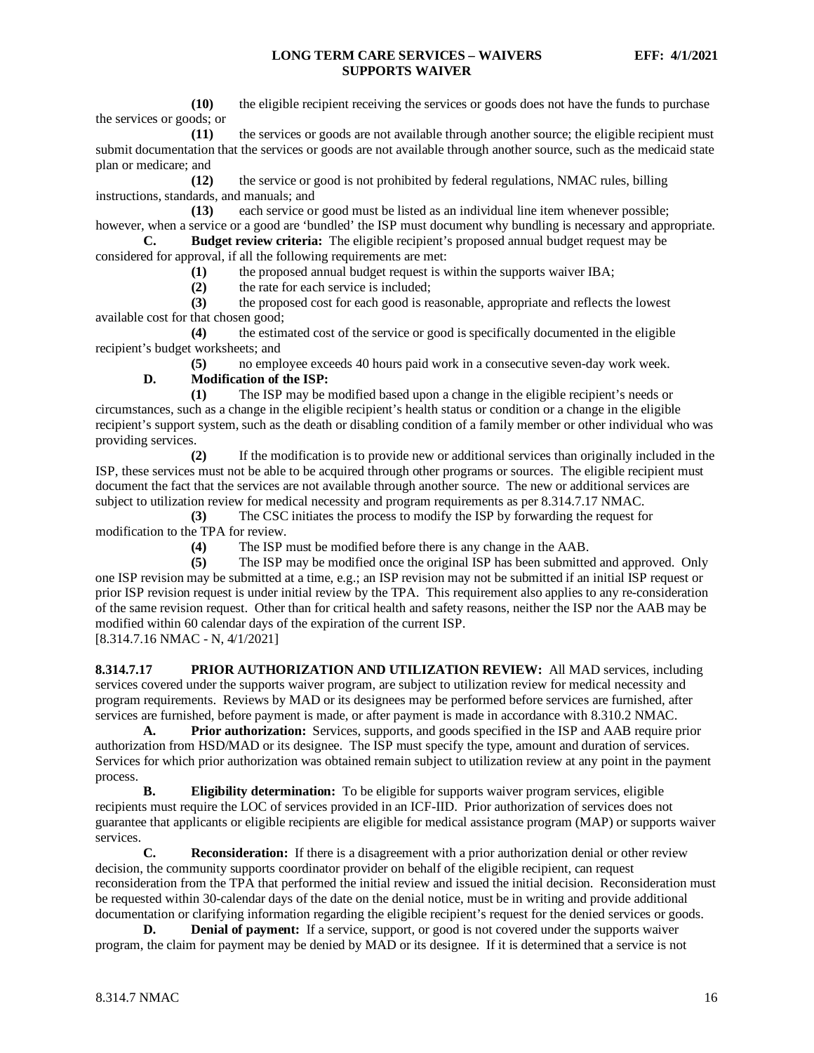**(10)** the eligible recipient receiving the services or goods does not have the funds to purchase the services or goods; or

**(11)** the services or goods are not available through another source; the eligible recipient must submit documentation that the services or goods are not available through another source, such as the medicaid state plan or medicare; and

**(12)** the service or good is not prohibited by federal regulations, NMAC rules, billing instructions, standards, and manuals; and

**(13)** each service or good must be listed as an individual line item whenever possible; however, when a service or a good are 'bundled' the ISP must document why bundling is necessary and appropriate.

**C. Budget review criteria:** The eligible recipient's proposed annual budget request may be considered for approval, if all the following requirements are met:

**(1)** the proposed annual budget request is within the supports waiver IBA;

**(2)** the rate for each service is included;

**(3)** the proposed cost for each good is reasonable, appropriate and reflects the lowest available cost for that chosen good;

**(4)** the estimated cost of the service or good is specifically documented in the eligible recipient's budget worksheets; and

**(5)** no employee exceeds 40 hours paid work in a consecutive seven-day work week.

**D. Modification of the ISP:**

**(1)** The ISP may be modified based upon a change in the eligible recipient's needs or circumstances, such as a change in the eligible recipient's health status or condition or a change in the eligible recipient's support system, such as the death or disabling condition of a family member or other individual who was providing services.

**(2)** If the modification is to provide new or additional services than originally included in the ISP, these services must not be able to be acquired through other programs or sources. The eligible recipient must document the fact that the services are not available through another source. The new or additional services are subject to utilization review for medical necessity and program requirements as per 8.314.7.17 NMAC.

**(3)** The CSC initiates the process to modify the ISP by forwarding the request for modification to the TPA for review.

**(4)** The ISP must be modified before there is any change in the AAB.

**(5)** The ISP may be modified once the original ISP has been submitted and approved. Only one ISP revision may be submitted at a time, e.g.; an ISP revision may not be submitted if an initial ISP request or prior ISP revision request is under initial review by the TPA. This requirement also applies to any re-consideration of the same revision request. Other than for critical health and safety reasons, neither the ISP nor the AAB may be modified within 60 calendar days of the expiration of the current ISP.

[8.314.7.16 NMAC - N, 4/1/2021]

**8.314.7.17 PRIOR AUTHORIZATION AND UTILIZATION REVIEW:** All MAD services, including services covered under the supports waiver program, are subject to utilization review for medical necessity and program requirements. Reviews by MAD or its designees may be performed before services are furnished, after services are furnished, before payment is made, or after payment is made in accordance with 8.310.2 NMAC.

**A. Prior authorization:** Services, supports, and goods specified in the ISP and AAB require prior authorization from HSD/MAD or its designee. The ISP must specify the type, amount and duration of services. Services for which prior authorization was obtained remain subject to utilization review at any point in the payment process.

**B. Eligibility determination:** To be eligible for supports waiver program services, eligible recipients must require the LOC of services provided in an ICF-IID. Prior authorization of services does not guarantee that applicants or eligible recipients are eligible for medical assistance program (MAP) or supports waiver services.

**C. Reconsideration:** If there is a disagreement with a prior authorization denial or other review decision, the community supports coordinator provider on behalf of the eligible recipient, can request reconsideration from the TPA that performed the initial review and issued the initial decision. Reconsideration must be requested within 30-calendar days of the date on the denial notice, must be in writing and provide additional documentation or clarifying information regarding the eligible recipient's request for the denied services or goods.

**D. Denial of payment:** If a service, support, or good is not covered under the supports waiver program, the claim for payment may be denied by MAD or its designee. If it is determined that a service is not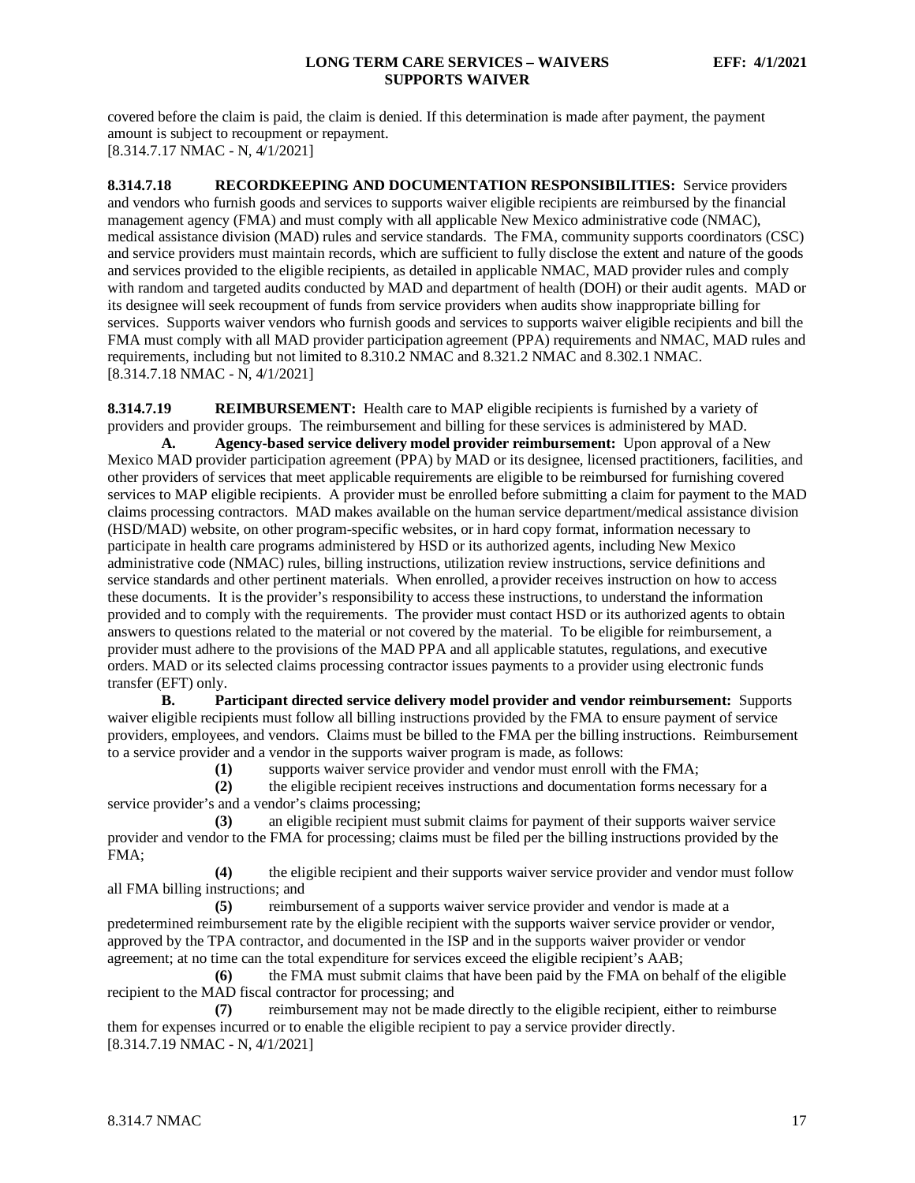covered before the claim is paid, the claim is denied. If this determination is made after payment, the payment amount is subject to recoupment or repayment.
[8.314.7.17 NMAC - N, 4/1/2021]

**8.314.7.18 RECORDKEEPING AND DOCUMENTATION RESPONSIBILITIES:** Service providers and vendors who furnish goods and services to supports waiver eligible recipients are reimbursed by the financial management agency (FMA) and must comply with all applicable New Mexico administrative code (NMAC), medical assistance division (MAD) rules and service standards. The FMA, community supports coordinators (CSC) and service providers must maintain records, which are sufficient to fully disclose the extent and nature of the goods and services provided to the eligible recipients, as detailed in applicable NMAC, MAD provider rules and comply with random and targeted audits conducted by MAD and department of health (DOH) or their audit agents. MAD or its designee will seek recoupment of funds from service providers when audits show inappropriate billing for services. Supports waiver vendors who furnish goods and services to supports waiver eligible recipients and bill the FMA must comply with all MAD provider participation agreement (PPA) requirements and NMAC, MAD rules and requirements, including but not limited to 8.310.2 NMAC and 8.321.2 NMAC and 8.302.1 NMAC.
[8.314.7.18 NMAC - N, 4/1/2021]

**8.314.7.19 REIMBURSEMENT:** Health care to MAP eligible recipients is furnished by a variety of providers and provider groups. The reimbursement and billing for these services is administered by MAD.

**A. Agency-based service delivery model provider reimbursement:** Upon approval of a New Mexico MAD provider participation agreement (PPA) by MAD or its designee, licensed practitioners, facilities, and other providers of services that meet applicable requirements are eligible to be reimbursed for furnishing covered services to MAP eligible recipients. A provider must be enrolled before submitting a claim for payment to the MAD claims processing contractors. MAD makes available on the human service department/medical assistance division (HSD/MAD) website, on other program-specific websites, or in hard copy format, information necessary to participate in health care programs administered by HSD or its authorized agents, including New Mexico administrative code (NMAC) rules, billing instructions, utilization review instructions, service definitions and service standards and other pertinent materials. When enrolled, a provider receives instruction on how to access these documents. It is the provider's responsibility to access these instructions, to understand the information provided and to comply with the requirements. The provider must contact HSD or its authorized agents to obtain answers to questions related to the material or not covered by the material. To be eligible for reimbursement, a provider must adhere to the provisions of the MAD PPA and all applicable statutes, regulations, and executive orders. MAD or its selected claims processing contractor issues payments to a provider using electronic funds transfer (EFT) only.

**B. Participant directed service delivery model provider and vendor reimbursement:** Supports waiver eligible recipients must follow all billing instructions provided by the FMA to ensure payment of service providers, employees, and vendors. Claims must be billed to the FMA per the billing instructions. Reimbursement to a service provider and a vendor in the supports waiver program is made, as follows:

**(1)** supports waiver service provider and vendor must enroll with the FMA;

**(2)** the eligible recipient receives instructions and documentation forms necessary for a service provider's and a vendor's claims processing;

**(3)** an eligible recipient must submit claims for payment of their supports waiver service provider and vendor to the FMA for processing; claims must be filed per the billing instructions provided by the FMA;

**(4)** the eligible recipient and their supports waiver service provider and vendor must follow all FMA billing instructions; and

**(5)** reimbursement of a supports waiver service provider and vendor is made at a predetermined reimbursement rate by the eligible recipient with the supports waiver service provider or vendor, approved by the TPA contractor, and documented in the ISP and in the supports waiver provider or vendor agreement; at no time can the total expenditure for services exceed the eligible recipient's AAB;

**(6)** the FMA must submit claims that have been paid by the FMA on behalf of the eligible recipient to the MAD fiscal contractor for processing; and

**(7)** reimbursement may not be made directly to the eligible recipient, either to reimburse them for expenses incurred or to enable the eligible recipient to pay a service provider directly.
[8.314.7.19 NMAC - N, 4/1/2021]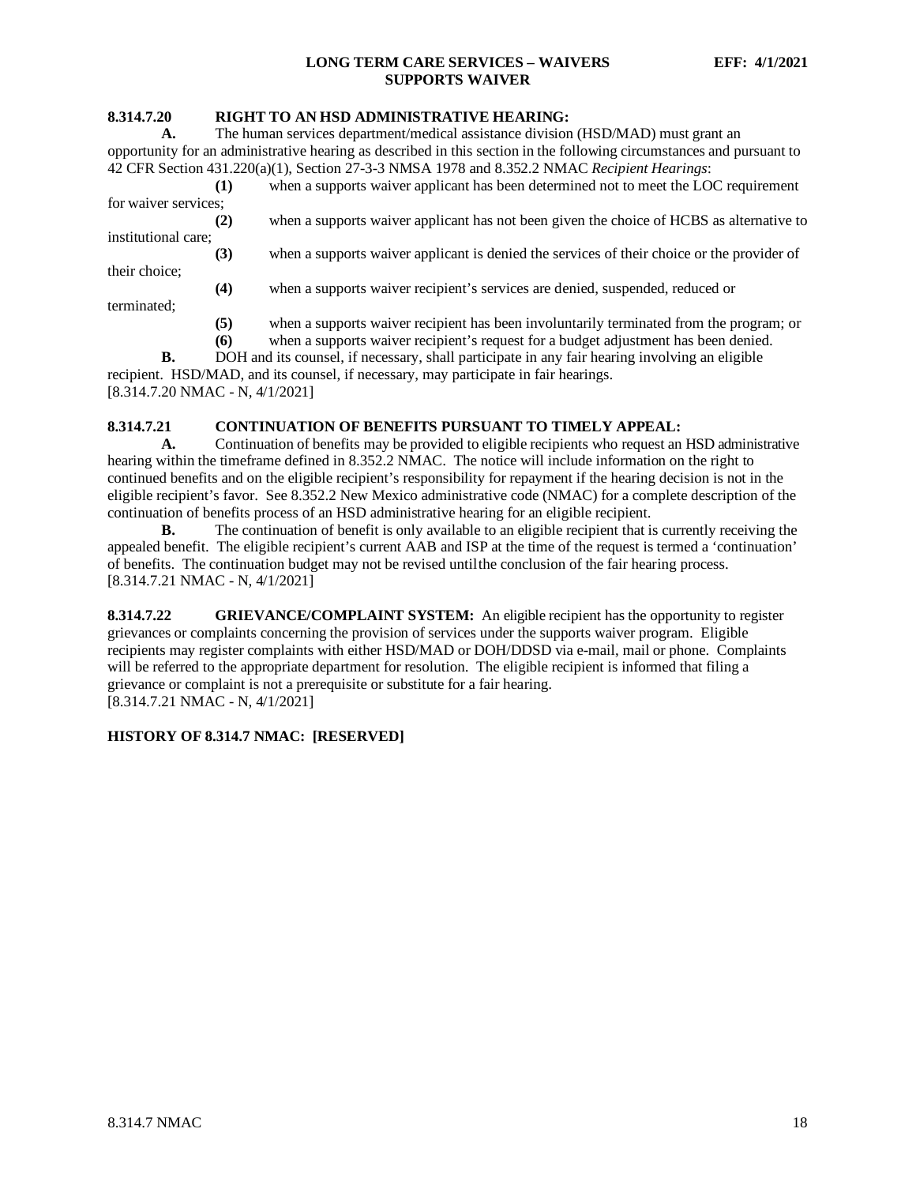**8.314.7.20 RIGHT TO AN HSD ADMINISTRATIVE HEARING:**

**A.** The human services department/medical assistance division (HSD/MAD) must grant an opportunity for an administrative hearing as described in this section in the following circumstances and pursuant to 42 CFR Section 431.220(a)(1), Section 27-3-3 NMSA 1978 and 8.352.2 NMAC *Recipient Hearings*:

**(1)** when a supports waiver applicant has been determined not to meet the LOC requirement for waiver services;

**(2)** when a supports waiver applicant has not been given the choice of HCBS as alternative to institutional care;

**(3)** when a supports waiver applicant is denied the services of their choice or the provider of their choice;

**(4)** when a supports waiver recipient's services are denied, suspended, reduced or terminated;

**(5)** when a supports waiver recipient has been involuntarily terminated from the program; or

**(6)** when a supports waiver recipient's request for a budget adjustment has been denied.

**B.** DOH and its counsel, if necessary, shall participate in any fair hearing involving an eligible recipient. HSD/MAD, and its counsel, if necessary, may participate in fair hearings.

[8.314.7.20 NMAC - N, 4/1/2021]

**8.314.7.21 CONTINUATION OF BENEFITS PURSUANT TO TIMELY APPEAL:**

**A.** Continuation of benefits may be provided to eligible recipients who request an HSD administrative hearing within the timeframe defined in 8.352.2 NMAC. The notice will include information on the right to continued benefits and on the eligible recipient's responsibility for repayment if the hearing decision is not in the eligible recipient's favor. See 8.352.2 New Mexico administrative code (NMAC) for a complete description of the continuation of benefits process of an HSD administrative hearing for an eligible recipient.

**B.** The continuation of benefit is only available to an eligible recipient that is currently receiving the appealed benefit. The eligible recipient's current AAB and ISP at the time of the request is termed a 'continuation' of benefits. The continuation budget may not be revised until the conclusion of the fair hearing process.

[8.314.7.21 NMAC - N, 4/1/2021]

**8.314.7.22 GRIEVANCE/COMPLAINT SYSTEM:** An eligible recipient has the opportunity to register grievances or complaints concerning the provision of services under the supports waiver program. Eligible recipients may register complaints with either HSD/MAD or DOH/DDSD via e-mail, mail or phone. Complaints will be referred to the appropriate department for resolution. The eligible recipient is informed that filing a grievance or complaint is not a prerequisite or substitute for a fair hearing.

[8.314.7.21 NMAC - N, 4/1/2021]

**HISTORY OF 8.314.7 NMAC: [RESERVED]**